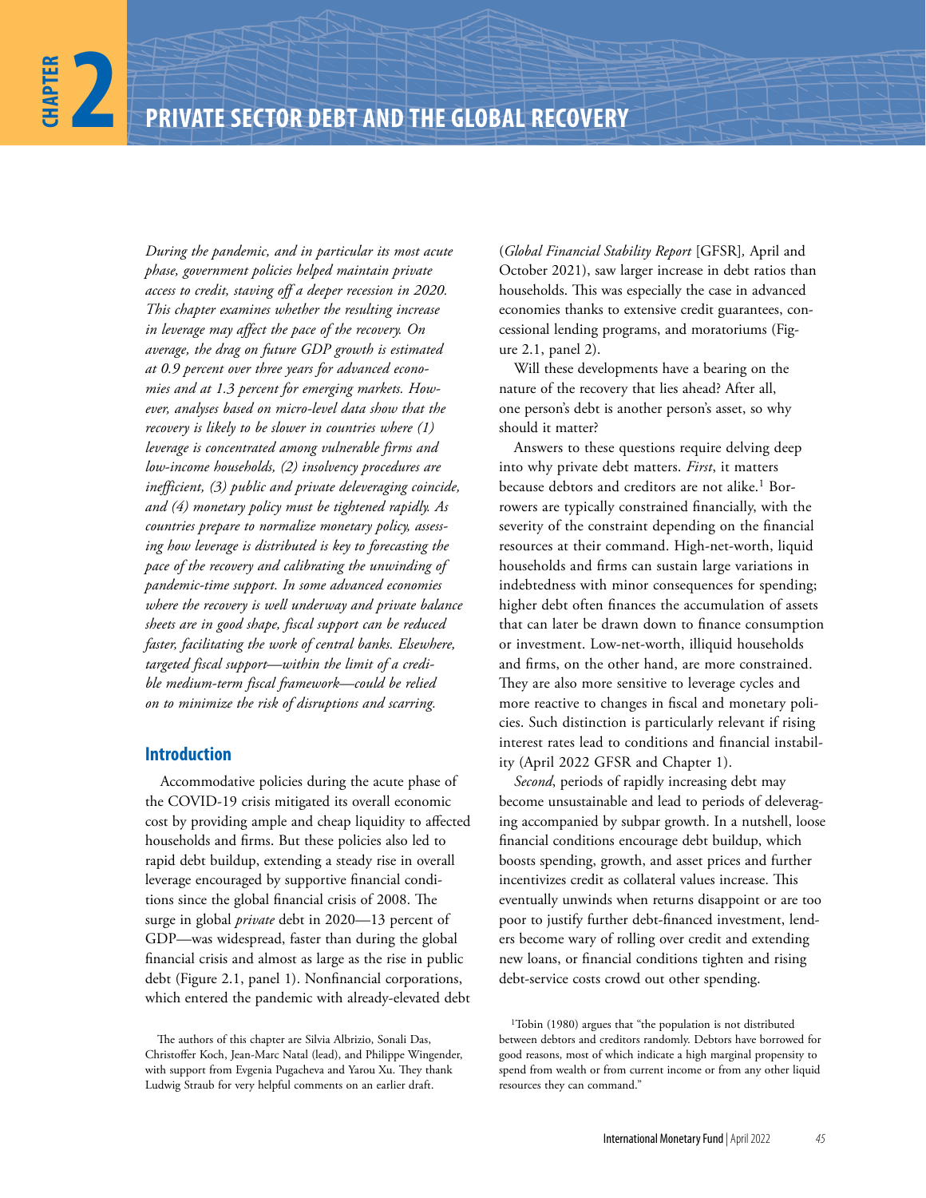# CHAPTER 2 PRIVATE SECTOR DEBT AND THE GLOBAL RECOVERY

*During the pandemic, and in particular its most acute phase, government policies helped maintain private access to credit, staving off a deeper recession in 2020. This chapter examines whether the resulting increase in leverage may affect the pace of the recovery. On average, the drag on future GDP growth is estimated at 0.9 percent over three years for advanced economies and at 1.3 percent for emerging markets. However, analyses based on micro-level data show that the recovery is likely to be slower in countries where (1) leverage is concentrated among vulnerable firms and low-income households, (2) insolvency procedures are inefficient, (3) public and private deleveraging coincide, and (4) monetary policy must be tightened rapidly. As countries prepare to normalize monetary policy, assessing how leverage is distributed is key to forecasting the pace of the recovery and calibrating the unwinding of pandemic-time support. In some advanced economies where the recovery is well underway and private balance sheets are in good shape, fiscal support can be reduced faster, facilitating the work of central banks. Elsewhere, targeted fiscal support—within the limit of a credible medium-term fiscal framework—could be relied on to minimize the risk of disruptions and scarring.*

## Introduction

Accommodative policies during the acute phase of the COVID-19 crisis mitigated its overall economic cost by providing ample and cheap liquidity to affected households and firms. But these policies also led to rapid debt buildup, extending a steady rise in overall leverage encouraged by supportive financial conditions since the global financial crisis of 2008. The surge in global *private* debt in 2020—13 percent of GDP—was widespread, faster than during the global financial crisis and almost as large as the rise in public debt (Figure 2.1, panel 1). Nonfinancial corporations, which entered the pandemic with already-elevated debt (*Global Financial Stability Report* [GFSR], April and October 2021), saw larger increase in debt ratios than households. This was especially the case in advanced economies thanks to extensive credit guarantees, concessional lending programs, and moratoriums (Figure 2.1, panel 2).

Will these developments have a bearing on the nature of the recovery that lies ahead? After all, one person's debt is another person's asset, so why should it matter?

Answers to these questions require delving deep into why private debt matters. *First*, it matters because debtors and creditors are not alike.[1] Borrowers are typically constrained financially, with the severity of the constraint depending on the financial resources at their command. High-net-worth, liquid households and firms can sustain large variations in indebtedness with minor consequences for spending; higher debt often finances the accumulation of assets that can later be drawn down to finance consumption or investment. Low-net-worth, illiquid households and firms, on the other hand, are more constrained. They are also more sensitive to leverage cycles and more reactive to changes in fiscal and monetary policies. Such distinction is particularly relevant if rising interest rates lead to conditions and financial instability (April 2022 GFSR and Chapter 1).

*Second*, periods of rapidly increasing debt may become unsustainable and lead to periods of deleveraging accompanied by subpar growth. In a nutshell, loose financial conditions encourage debt buildup, which boosts spending, growth, and asset prices and further incentivizes credit as collateral values increase. This eventually unwinds when returns disappoint or are too poor to justify further debt-financed investment, lenders become wary of rolling over credit and extending new loans, or financial conditions tighten and rising debt-service costs crowd out other spending.

The authors of this chapter are Silvia Albrizio, Sonali Das, Christoffer Koch, Jean-Marc Natal (lead), and Philippe Wingender, with support from Evgenia Pugacheva and Yarou Xu. They thank Ludwig Straub for very helpful comments on an earlier draft.

[1]Tobin (1980) argues that "the population is not distributed between debtors and creditors randomly. Debtors have borrowed for good reasons, most of which indicate a high marginal propensity to spend from wealth or from current income or from any other liquid resources they can command."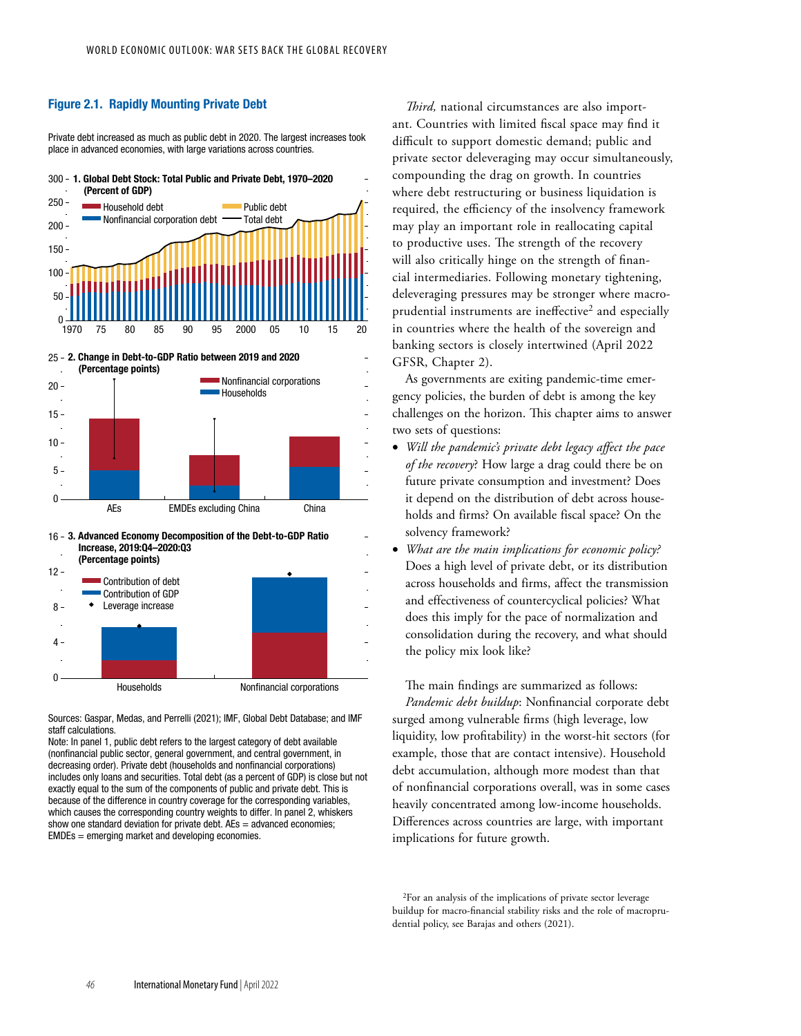**Figure 2.1. Rapidly Mounting Private Debt**

Private debt increased as much as public debt in 2020. The largest increases took place in advanced economies, with large variations across countries.

Sources: Gaspar, Medas, and Perrelli (2021); IMF, Global Debt Database; and IMF staff calculations.
Note: In panel 1, public debt refers to the largest category of debt available (nonfinancial public sector, general government, and central government, in decreasing order). Private debt (households and nonfinancial corporations) includes only loans and securities. Total debt (as a percent of GDP) is close but not exactly equal to the sum of the components of public and private debt. This is because of the difference in country coverage for the corresponding variables, which causes the corresponding country weights to differ. In panel 2, whiskers show one standard deviation for private debt. AEs = advanced economies; EMDEs = emerging market and developing economies.

*Third,* national circumstances are also important. Countries with limited fiscal space may find it difficult to support domestic demand; public and private sector deleveraging may occur simultaneously, compounding the drag on growth. In countries where debt restructuring or business liquidation is required, the efficiency of the insolvency framework may play an important role in reallocating capital to productive uses. The strength of the recovery will also critically hinge on the strength of financial intermediaries. Following monetary tightening, deleveraging pressures may be stronger where macroprudential instruments are ineffective[2] and especially in countries where the health of the sovereign and banking sectors is closely intertwined (April 2022 GFSR, Chapter 2).

As governments are exiting pandemic-time emergency policies, the burden of debt is among the key challenges on the horizon. This chapter aims to answer two sets of questions:

- *Will the pandemic's private debt legacy affect the pace of the recovery*? How large a drag could there be on future private consumption and investment? Does it depend on the distribution of debt across households and firms? On available fiscal space? On the solvency framework?
- *What are the main implications for economic policy?* Does a high level of private debt, or its distribution across households and firms, affect the transmission and effectiveness of countercyclical policies? What does this imply for the pace of normalization and consolidation during the recovery, and what should the policy mix look like?

The main findings are summarized as follows:

*Pandemic debt buildup*: Nonfinancial corporate debt surged among vulnerable firms (high leverage, low liquidity, low profitability) in the worst-hit sectors (for example, those that are contact intensive). Household debt accumulation, although more modest than that of nonfinancial corporations overall, was in some cases heavily concentrated among low-income households. Differences across countries are large, with important implications for future growth.

[2] For an analysis of the implications of private sector leverage buildup for macro-financial stability risks and the role of macroprudential policy, see Barajas and others (2021).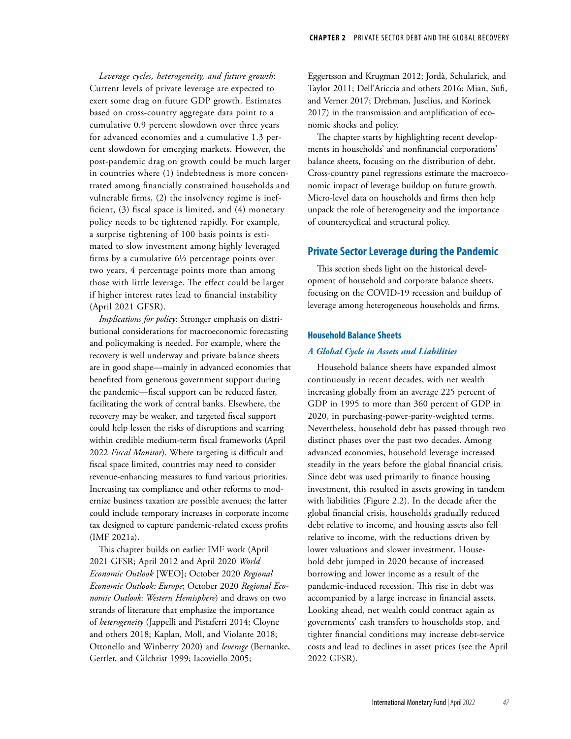*Leverage cycles, heterogeneity, and future growth*: Current levels of private leverage are expected to exert some drag on future GDP growth. Estimates based on cross-country aggregate data point to a cumulative 0.9 percent slowdown over three years for advanced economies and a cumulative 1.3 percent slowdown for emerging markets. However, the post-pandemic drag on growth could be much larger in countries where (1) indebtedness is more concentrated among financially constrained households and vulnerable firms, (2) the insolvency regime is inefficient, (3) fiscal space is limited, and (4) monetary policy needs to be tightened rapidly. For example, a surprise tightening of 100 basis points is estimated to slow investment among highly leveraged firms by a cumulative 6½ percentage points over two years, 4 percentage points more than among those with little leverage. The effect could be larger if higher interest rates lead to financial instability (April 2021 GFSR).

*Implications for policy*: Stronger emphasis on distributional considerations for macroeconomic forecasting and policymaking is needed. For example, where the recovery is well underway and private balance sheets are in good shape—mainly in advanced economies that benefited from generous government support during the pandemic—fiscal support can be reduced faster, facilitating the work of central banks. Elsewhere, the recovery may be weaker, and targeted fiscal support could help lessen the risks of disruptions and scarring within credible medium-term fiscal frameworks (April 2022 *Fiscal Monitor*). Where targeting is difficult and fiscal space limited, countries may need to consider revenue-enhancing measures to fund various priorities. Increasing tax compliance and other reforms to modernize business taxation are possible avenues; the latter could include temporary increases in corporate income tax designed to capture pandemic-related excess profits (IMF 2021a).

This chapter builds on earlier IMF work (April 2021 GFSR; April 2012 and April 2020 *World Economic Outlook* [WEO]; October 2020 *Regional Economic Outlook: Europe*; October 2020 *Regional Economic Outlook: Western Hemisphere*) and draws on two strands of literature that emphasize the importance of *heterogeneity* (Jappelli and Pistaferri 2014; Cloyne and others 2018; Kaplan, Moll, and Violante 2018; Ottonello and Winberry 2020) and *leverage* (Bernanke, Gertler, and Gilchrist 1999; Iacoviello 2005; Eggertsson and Krugman 2012; Jordà, Schularick, and Taylor 2011; Dell'Ariccia and others 2016; Mian, Sufi, and Verner 2017; Drehman, Juselius, and Korinek 2017) in the transmission and amplification of economic shocks and policy.

The chapter starts by highlighting recent developments in households' and nonfinancial corporations' balance sheets, focusing on the distribution of debt. Cross-country panel regressions estimate the macroeconomic impact of leverage buildup on future growth. Micro-level data on households and firms then help unpack the role of heterogeneity and the importance of countercyclical and structural policy.

## Private Sector Leverage during the Pandemic

This section sheds light on the historical development of household and corporate balance sheets, focusing on the COVID-19 recession and buildup of leverage among heterogeneous households and firms.

### Household Balance Sheets

#### *A Global Cycle in Assets and Liabilities*

Household balance sheets have expanded almost continuously in recent decades, with net wealth increasing globally from an average 225 percent of GDP in 1995 to more than 360 percent of GDP in 2020, in purchasing-power-parity-weighted terms. Nevertheless, household debt has passed through two distinct phases over the past two decades. Among advanced economies, household leverage increased steadily in the years before the global financial crisis. Since debt was used primarily to finance housing investment, this resulted in assets growing in tandem with liabilities (Figure 2.2). In the decade after the global financial crisis, households gradually reduced debt relative to income, and housing assets also fell relative to income, with the reductions driven by lower valuations and slower investment. Household debt jumped in 2020 because of increased borrowing and lower income as a result of the pandemic-induced recession. This rise in debt was accompanied by a large increase in financial assets. Looking ahead, net wealth could contract again as governments' cash transfers to households stop, and tighter financial conditions may increase debt-service costs and lead to declines in asset prices (see the April 2022 GFSR).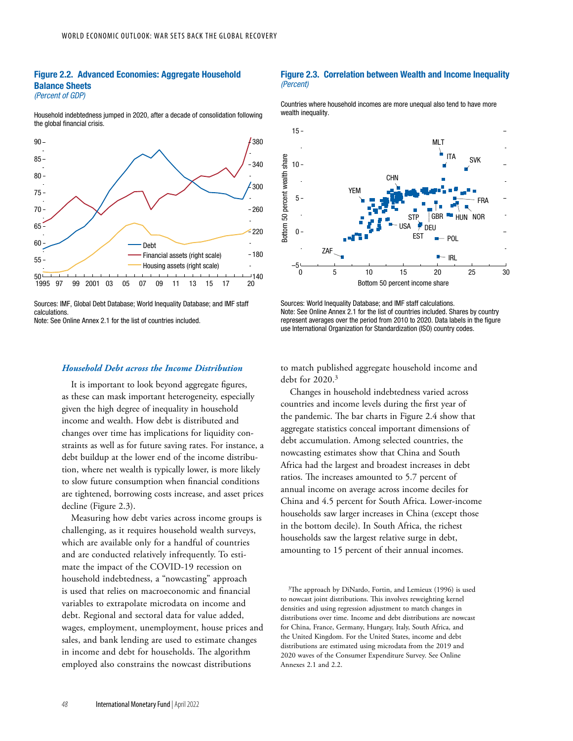### Figure 2.2. Advanced Economies: Aggregate Household Balance Sheets

*(Percent of GDP)*

Household indebtedness jumped in 2020, after a decade of consolidation following the global financial crisis.

Sources: IMF, Global Debt Database; World Inequality Database; and IMF staff calculations.
Note: See Online Annex 2.1 for the list of countries included.

### Figure 2.3. Correlation between Wealth and Income Inequality

*(Percent)*

Countries where household incomes are more unequal also tend to have more wealth inequality.

Sources: World Inequality Database; and IMF staff calculations.
Note: See Online Annex 2.1 for the list of countries included. Shares by country represent averages over the period from 2010 to 2020. Data labels in the figure use International Organization for Standardization (ISO) country codes.

### *Household Debt across the Income Distribution*

It is important to look beyond aggregate figures, as these can mask important heterogeneity, especially given the high degree of inequality in household income and wealth. How debt is distributed and changes over time has implications for liquidity constraints as well as for future saving rates. For instance, a debt buildup at the lower end of the income distribution, where net wealth is typically lower, is more likely to slow future consumption when financial conditions are tightened, borrowing costs increase, and asset prices decline (Figure 2.3).

Measuring how debt varies across income groups is challenging, as it requires household wealth surveys, which are available only for a handful of countries and are conducted relatively infrequently. To estimate the impact of the COVID-19 recession on household indebtedness, a "nowcasting" approach is used that relies on macroeconomic and financial variables to extrapolate microdata on income and debt. Regional and sectoral data for value added, wages, employment, unemployment, house prices and sales, and bank lending are used to estimate changes in income and debt for households. The algorithm employed also constrains the nowcast distributions to match published aggregate household income and debt for 2020.[3]

Changes in household indebtedness varied across countries and income levels during the first year of the pandemic. The bar charts in Figure 2.4 show that aggregate statistics conceal important dimensions of debt accumulation. Among selected countries, the nowcasting estimates show that China and South Africa had the largest and broadest increases in debt ratios. The increases amounted to 5.7 percent of annual income on average across income deciles for China and 4.5 percent for South Africa. Lower-income households saw larger increases in China (except those in the bottom decile). In South Africa, the richest households saw the largest relative surge in debt, amounting to 15 percent of their annual incomes.

[3]The approach by DiNardo, Fortin, and Lemieux (1996) is used to nowcast joint distributions. This involves reweighting kernel densities and using regression adjustment to match changes in distributions over time. Income and debt distributions are nowcast for China, France, Germany, Hungary, Italy, South Africa, and the United Kingdom. For the United States, income and debt distributions are estimated using microdata from the 2019 and 2020 waves of the Consumer Expenditure Survey. See Online Annexes 2.1 and 2.2.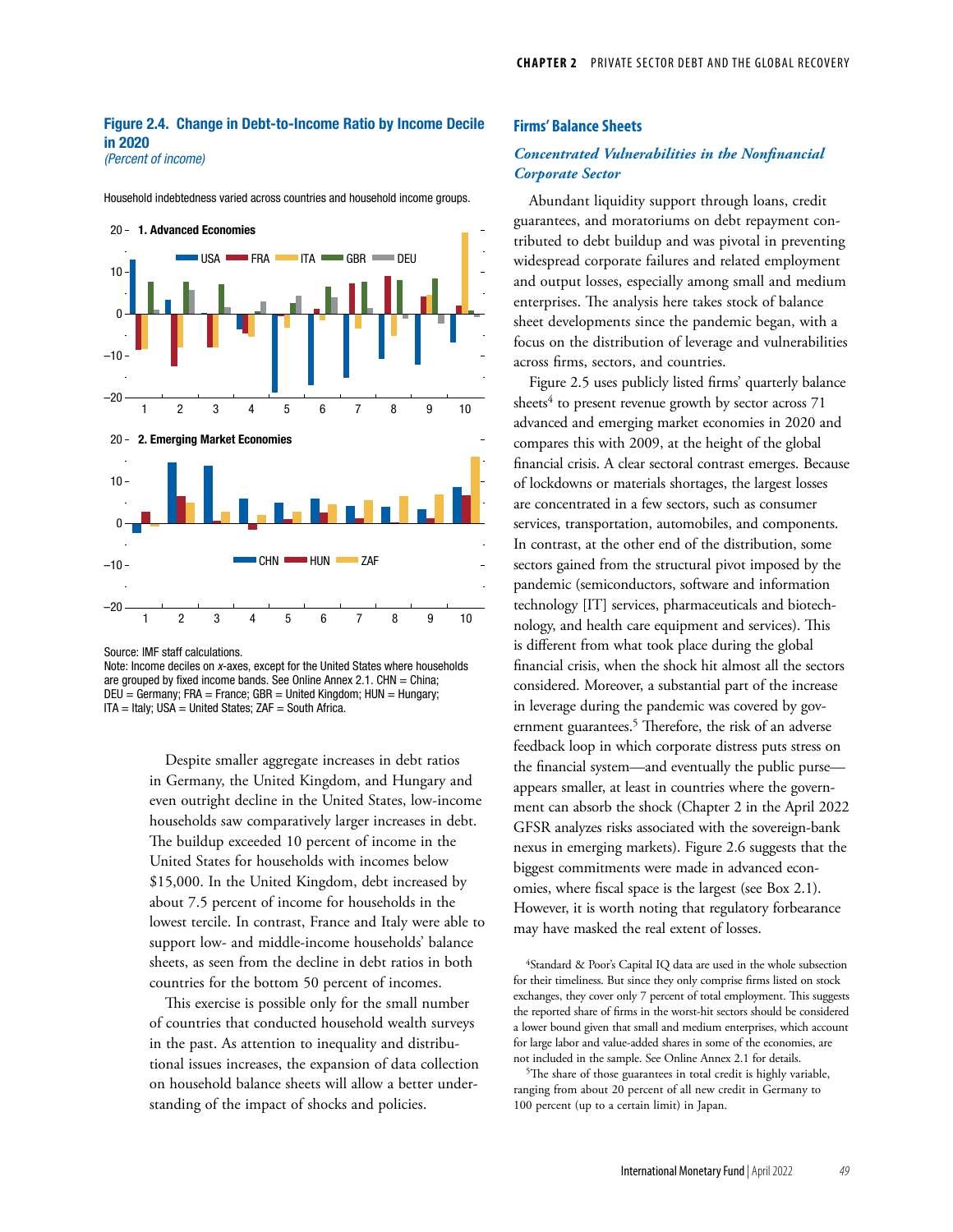**Figure 2.4. Change in Debt-to-Income Ratio by Income Decile in 2020**
*(Percent of income)*

Household indebtedness varied across countries and household income groups.

Source: IMF staff calculations.
Note: Income deciles on *x*-axes, except for the United States where households are grouped by fixed income bands. See Online Annex 2.1. CHN = China; DEU = Germany; FRA = France; GBR = United Kingdom; HUN = Hungary; ITA = Italy; USA = United States; ZAF = South Africa.

Despite smaller aggregate increases in debt ratios in Germany, the United Kingdom, and Hungary and even outright decline in the United States, low-income households saw comparatively larger increases in debt. The buildup exceeded 10 percent of income in the United States for households with incomes below $15,000. In the United Kingdom, debt increased by about 7.5 percent of income for households in the lowest tercile. In contrast, France and Italy were able to support low- and middle-income households' balance sheets, as seen from the decline in debt ratios in both countries for the bottom 50 percent of incomes.

This exercise is possible only for the small number of countries that conducted household wealth surveys in the past. As attention to inequality and distributional issues increases, the expansion of data collection on household balance sheets will allow a better understanding of the impact of shocks and policies.

## Firms' Balance Sheets

### *Concentrated Vulnerabilities in the Nonfinancial Corporate Sector*

Abundant liquidity support through loans, credit guarantees, and moratoriums on debt repayment contributed to debt buildup and was pivotal in preventing widespread corporate failures and related employment and output losses, especially among small and medium enterprises. The analysis here takes stock of balance sheet developments since the pandemic began, with a focus on the distribution of leverage and vulnerabilities across firms, sectors, and countries.

Figure 2.5 uses publicly listed firms' quarterly balance sheets[4] to present revenue growth by sector across 71 advanced and emerging market economies in 2020 and compares this with 2009, at the height of the global financial crisis. A clear sectoral contrast emerges. Because of lockdowns or materials shortages, the largest losses are concentrated in a few sectors, such as consumer services, transportation, automobiles, and components. In contrast, at the other end of the distribution, some sectors gained from the structural pivot imposed by the pandemic (semiconductors, software and information technology [IT] services, pharmaceuticals and biotechnology, and health care equipment and services). This is different from what took place during the global financial crisis, when the shock hit almost all the sectors considered. Moreover, a substantial part of the increase in leverage during the pandemic was covered by government guarantees.[5] Therefore, the risk of an adverse feedback loop in which corporate distress puts stress on the financial system—and eventually the public purse—appears smaller, at least in countries where the government can absorb the shock (Chapter 2 in the April 2022 GFSR analyzes risks associated with the sovereign-bank nexus in emerging markets). Figure 2.6 suggests that the biggest commitments were made in advanced economies, where fiscal space is the largest (see Box 2.1). However, it is worth noting that regulatory forbearance may have masked the real extent of losses.

[4]Standard & Poor's Capital IQ data are used in the whole subsection for their timeliness. But since they only comprise firms listed on stock exchanges, they cover only 7 percent of total employment. This suggests the reported share of firms in the worst-hit sectors should be considered a lower bound given that small and medium enterprises, which account for large labor and value-added shares in some of the economies, are not included in the sample. See Online Annex 2.1 for details.

[5]The share of those guarantees in total credit is highly variable, ranging from about 20 percent of all new credit in Germany to 100 percent (up to a certain limit) in Japan.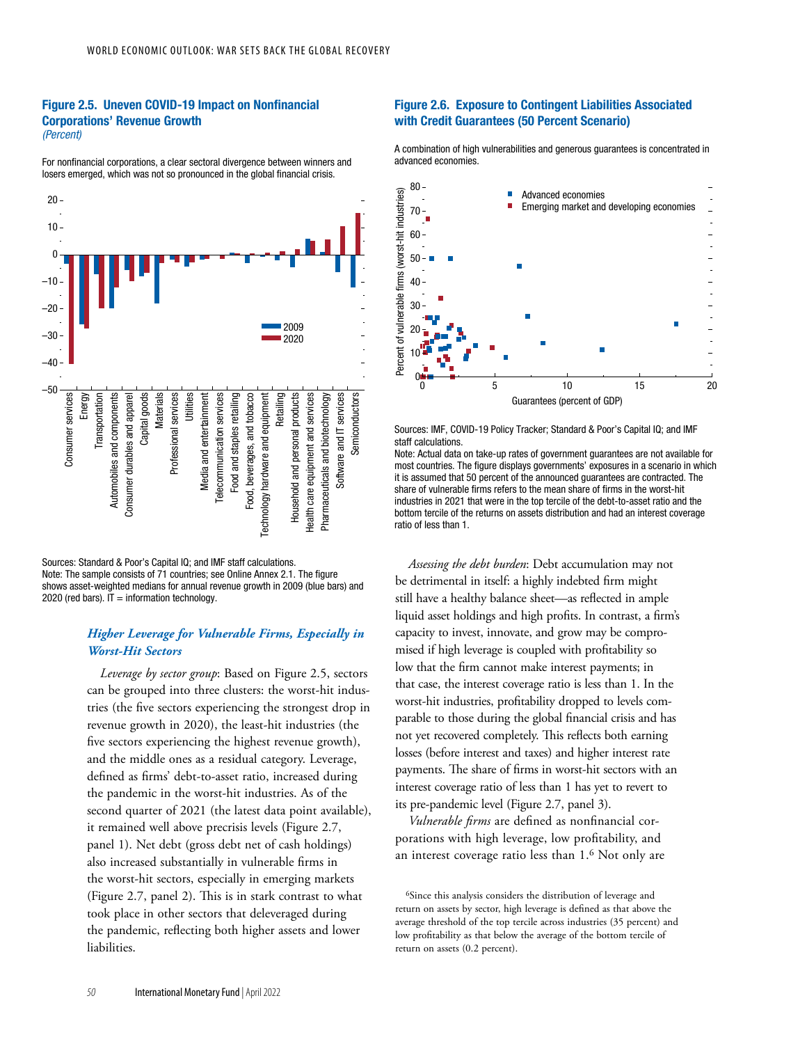### Figure 2.5. Uneven COVID-19 Impact on Nonfinancial Corporations' Revenue Growth
*(Percent)*

For nonfinancial corporations, a clear sectoral divergence between winners and losers emerged, which was not so pronounced in the global financial crisis.

Sources: Standard & Poor's Capital IQ; and IMF staff calculations.
Note: The sample consists of 71 countries; see Online Annex 2.1. The figure shows asset-weighted medians for annual revenue growth in 2009 (blue bars) and 2020 (red bars). IT = information technology.

### Figure 2.6. Exposure to Contingent Liabilities Associated with Credit Guarantees (50 Percent Scenario)

A combination of high vulnerabilities and generous guarantees is concentrated in advanced economies.

Sources: IMF, COVID-19 Policy Tracker; Standard & Poor's Capital IQ; and IMF staff calculations.
Note: Actual data on take-up rates of government guarantees are not available for most countries. The figure displays governments' exposures in a scenario in which it is assumed that 50 percent of the announced guarantees are contracted. The share of vulnerable firms refers to the mean share of firms in the worst-hit industries in 2021 that were in the top tercile of the debt-to-asset ratio and the bottom tercile of the returns on assets distribution and had an interest coverage ratio of less than 1.

## *Higher Leverage for Vulnerable Firms, Especially in Worst-Hit Sectors*

*Leverage by sector group*: Based on Figure 2.5, sectors can be grouped into three clusters: the worst-hit industries (the five sectors experiencing the strongest drop in revenue growth in 2020), the least-hit industries (the five sectors experiencing the highest revenue growth), and the middle ones as a residual category. Leverage, defined as firms' debt-to-asset ratio, increased during the pandemic in the worst-hit industries. As of the second quarter of 2021 (the latest data point available), it remained well above precrisis levels (Figure 2.7, panel 1). Net debt (gross debt net of cash holdings) also increased substantially in vulnerable firms in the worst-hit sectors, especially in emerging markets (Figure 2.7, panel 2). This is in stark contrast to what took place in other sectors that deleveraged during the pandemic, reflecting both higher assets and lower liabilities.

*Assessing the debt burden*: Debt accumulation may not be detrimental in itself: a highly indebted firm might still have a healthy balance sheet—as reflected in ample liquid asset holdings and high profits. In contrast, a firm's capacity to invest, innovate, and grow may be compromised if high leverage is coupled with profitability so low that the firm cannot make interest payments; in that case, the interest coverage ratio is less than 1. In the worst-hit industries, profitability dropped to levels comparable to those during the global financial crisis and has not yet recovered completely. This reflects both earning losses (before interest and taxes) and higher interest rate payments. The share of firms in worst-hit sectors with an interest coverage ratio of less than 1 has yet to revert to its pre-pandemic level (Figure 2.7, panel 3).

*Vulnerable firms* are defined as nonfinancial corporations with high leverage, low profitability, and an interest coverage ratio less than 1.[6] Not only are

[6]Since this analysis considers the distribution of leverage and return on assets by sector, high leverage is defined as that above the average threshold of the top tercile across industries (35 percent) and low profitability as that below the average of the bottom tercile of return on assets (0.2 percent).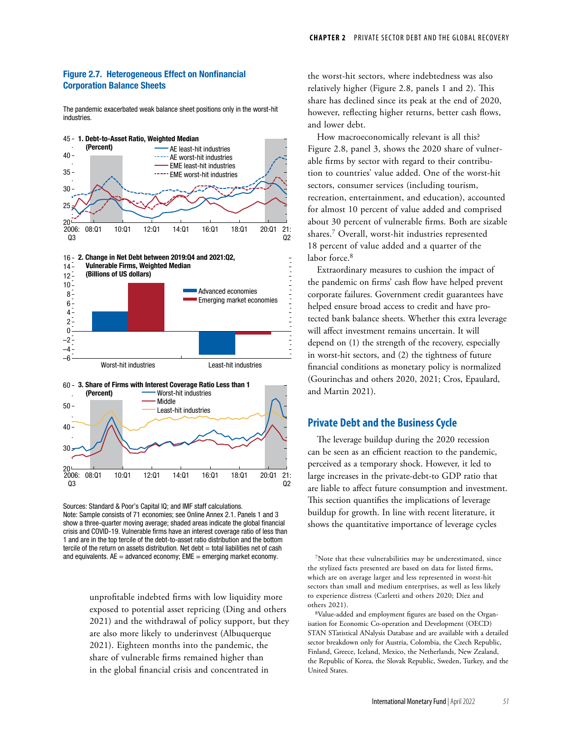**Figure 2.7. Heterogeneous Effect on Nonfinancial Corporation Balance Sheets**

The pandemic exacerbated weak balance sheet positions only in the worst-hit industries.

**1. Debt-to-Asset Ratio, Weighted Median (Percent)**

**2. Change in Net Debt between 2019:Q4 and 2021:Q2, Vulnerable Firms, Weighted Median (Billions of US dollars)**

**3. Share of Firms with Interest Coverage Ratio Less than 1 (Percent)**

Sources: Standard & Poor's Capital IQ; and IMF staff calculations.
Note: Sample consists of 71 economies; see Online Annex 2.1. Panels 1 and 3 show a three-quarter moving average; shaded areas indicate the global financial crisis and COVID-19. Vulnerable firms have an interest coverage ratio of less than 1 and are in the top tercile of the debt-to-asset ratio distribution and the bottom tercile of the return on assets distribution. Net debt = total liabilities net of cash and equivalents. AE = advanced economy; EME = emerging market economy.

unprofitable indebted firms with low liquidity more exposed to potential asset repricing (Ding and others 2021) and the withdrawal of policy support, but they are also more likely to underinvest (Albuquerque 2021). Eighteen months into the pandemic, the share of vulnerable firms remained higher than in the global financial crisis and concentrated in the worst-hit sectors, where indebtedness was also relatively higher (Figure 2.8, panels 1 and 2). This share has declined since its peak at the end of 2020, however, reflecting higher returns, better cash flows, and lower debt.

How macroeconomically relevant is all this? Figure 2.8, panel 3, shows the 2020 share of vulnerable firms by sector with regard to their contribution to countries' value added. One of the worst-hit sectors, consumer services (including tourism, recreation, entertainment, and education), accounted for almost 10 percent of value added and comprised about 30 percent of vulnerable firms. Both are sizable shares.[7] Overall, worst-hit industries represented 18 percent of value added and a quarter of the labor force.[8]

Extraordinary measures to cushion the impact of the pandemic on firms' cash flow have helped prevent corporate failures. Government credit guarantees have helped ensure broad access to credit and have protected bank balance sheets. Whether this extra leverage will affect investment remains uncertain. It will depend on (1) the strength of the recovery, especially in worst-hit sectors, and (2) the tightness of future financial conditions as monetary policy is normalized (Gourinchas and others 2020, 2021; Cros, Epaulard, and Martin 2021).

## Private Debt and the Business Cycle

The leverage buildup during the 2020 recession can be seen as an efficient reaction to the pandemic, perceived as a temporary shock. However, it led to large increases in the private-debt-to GDP ratio that are liable to affect future consumption and investment. This section quantifies the implications of leverage buildup for growth. In line with recent literature, it shows the quantitative importance of leverage cycles

[7]Note that these vulnerabilities may be underestimated, since the stylized facts presented are based on data for listed firms, which are on average larger and less represented in worst-hit sectors than small and medium enterprises, as well as less likely to experience distress (Carletti and others 2020; Díez and others 2021).

[8]Value-added and employment figures are based on the Organisation for Economic Co-operation and Development (OECD) STAN STatistical ANalysis Database and are available with a detailed sector breakdown only for Austria, Colombia, the Czech Republic, Finland, Greece, Iceland, Mexico, the Netherlands, New Zealand, the Republic of Korea, the Slovak Republic, Sweden, Turkey, and the United States.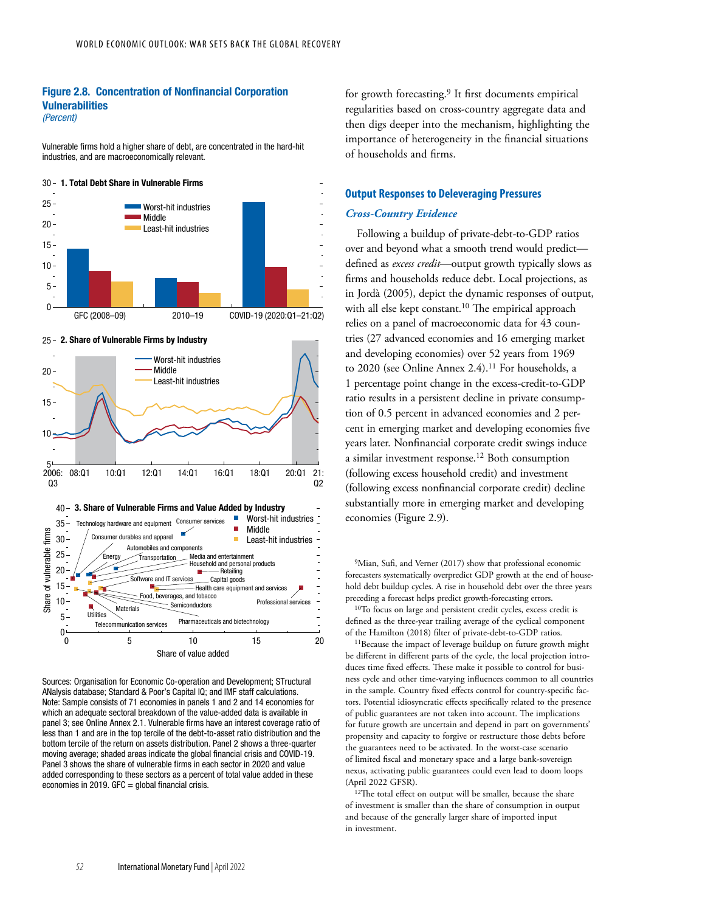**Figure 2.8. Concentration of Nonfinancial Corporation Vulnerabilities**
*(Percent)*

Vulnerable firms hold a higher share of debt, are concentrated in the hard-hit industries, and are macroeconomically relevant.

**1. Total Debt Share in Vulnerable Firms**

**2. Share of Vulnerable Firms by Industry**

**3. Share of Vulnerable Firms and Value Added by Industry**

Sources: Organisation for Economic Co-operation and Development; STructural ANalysis database; Standard & Poor's Capital IQ; and IMF staff calculations.
Note: Sample consists of 71 economies in panels 1 and 2 and 14 economies for which an adequate sectoral breakdown of the value-added data is available in panel 3; see Online Annex 2.1. Vulnerable firms have an interest coverage ratio of less than 1 and are in the top tercile of the debt-to-asset ratio distribution and the bottom tercile of the return on assets distribution. Panel 2 shows a three-quarter moving average; shaded areas indicate the global financial crisis and COVID-19. Panel 3 shows the share of vulnerable firms in each sector in 2020 and value added corresponding to these sectors as a percent of total value added in these economies in 2019. GFC = global financial crisis.

for growth forecasting.[9] It first documents empirical regularities based on cross-country aggregate data and then digs deeper into the mechanism, highlighting the importance of heterogeneity in the financial situations of households and firms.

## Output Responses to Deleveraging Pressures

### *Cross-Country Evidence*

Following a buildup of private-debt-to-GDP ratios over and beyond what a smooth trend would predict—defined as *excess credit*—output growth typically slows as firms and households reduce debt. Local projections, as in Jordà (2005), depict the dynamic responses of output, with all else kept constant.[10] The empirical approach relies on a panel of macroeconomic data for 43 countries (27 advanced economies and 16 emerging market and developing economies) over 52 years from 1969 to 2020 (see Online Annex 2.4).[11] For households, a 1 percentage point change in the excess-credit-to-GDP ratio results in a persistent decline in private consumption of 0.5 percent in advanced economies and 2 percent in emerging market and developing economies five years later. Nonfinancial corporate credit swings induce a similar investment response.[12] Both consumption (following excess household credit) and investment (following excess nonfinancial corporate credit) decline substantially more in emerging market and developing economies (Figure 2.9).

[9]Mian, Sufi, and Verner (2017) show that professional economic forecasters systematically overpredict GDP growth at the end of household debt buildup cycles. A rise in household debt over the three years preceding a forecast helps predict growth-forecasting errors.

[10]To focus on large and persistent credit cycles, excess credit is defined as the three-year trailing average of the cyclical component of the Hamilton (2018) filter of private-debt-to-GDP ratios.

[11]Because the impact of leverage buildup on future growth might be different in different parts of the cycle, the local projection introduces time fixed effects. These make it possible to control for business cycle and other time-varying influences common to all countries in the sample. Country fixed effects control for country-specific factors. Potential idiosyncratic effects specifically related to the presence of public guarantees are not taken into account. The implications for future growth are uncertain and depend in part on governments' propensity and capacity to forgive or restructure those debts before the guarantees need to be activated. In the worst-case scenario of limited fiscal and monetary space and a large bank-sovereign nexus, activating public guarantees could even lead to doom loops (April 2022 GFSR).

[12]The total effect on output will be smaller, because the share of investment is smaller than the share of consumption in output and because of the generally larger share of imported input in investment.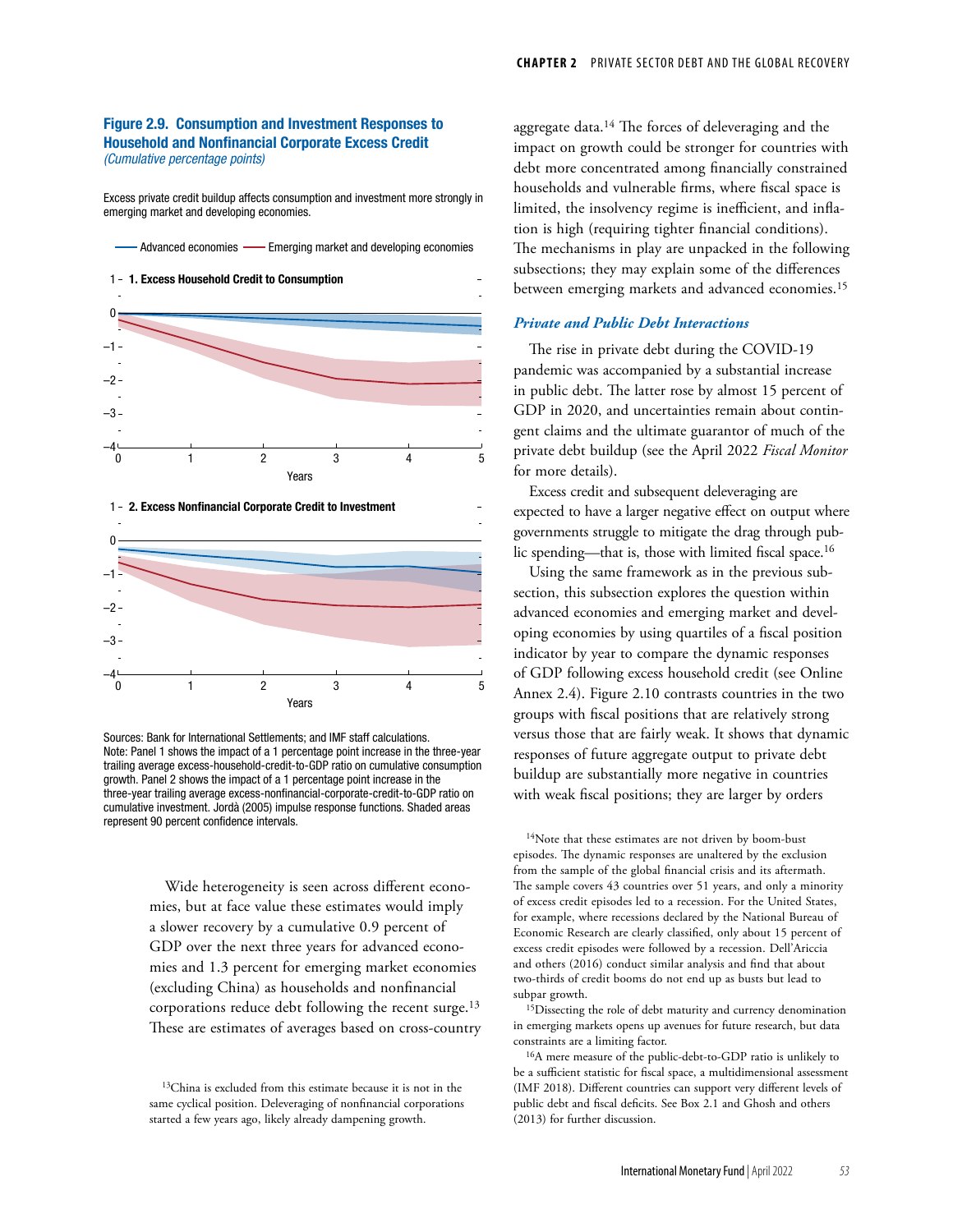**Figure 2.9. Consumption and Investment Responses to Household and Nonfinancial Corporate Excess Credit**
*(Cumulative percentage points)*

Excess private credit buildup affects consumption and investment more strongly in emerging market and developing economies.

Advanced economies — Emerging market and developing economies

**1. Excess Household Credit to Consumption**

**2. Excess Nonfinancial Corporate Credit to Investment**

Sources: Bank for International Settlements; and IMF staff calculations.
Note: Panel 1 shows the impact of a 1 percentage point increase in the three-year trailing average excess-household-credit-to-GDP ratio on cumulative consumption growth. Panel 2 shows the impact of a 1 percentage point increase in the three-year trailing average excess-nonfinancial-corporate-credit-to-GDP ratio on cumulative investment. Jordà (2005) impulse response functions. Shaded areas represent 90 percent confidence intervals.

Wide heterogeneity is seen across different economies, but at face value these estimates would imply a slower recovery by a cumulative 0.9 percent of GDP over the next three years for advanced economies and 1.3 percent for emerging market economies (excluding China) as households and nonfinancial corporations reduce debt following the recent surge.[13] These are estimates of averages based on cross-country aggregate data.[14] The forces of deleveraging and the impact on growth could be stronger for countries with debt more concentrated among financially constrained households and vulnerable firms, where fiscal space is limited, the insolvency regime is inefficient, and inflation is high (requiring tighter financial conditions). The mechanisms in play are unpacked in the following subsections; they may explain some of the differences between emerging markets and advanced economies.[15]

### *Private and Public Debt Interactions*

The rise in private debt during the COVID-19 pandemic was accompanied by a substantial increase in public debt. The latter rose by almost 15 percent of GDP in 2020, and uncertainties remain about contingent claims and the ultimate guarantor of much of the private debt buildup (see the April 2022 *Fiscal Monitor* for more details).

Excess credit and subsequent deleveraging are expected to have a larger negative effect on output where governments struggle to mitigate the drag through public spending—that is, those with limited fiscal space.[16]

Using the same framework as in the previous subsection, this subsection explores the question within advanced economies and emerging market and developing economies by using quartiles of a fiscal position indicator by year to compare the dynamic responses of GDP following excess household credit (see Online Annex 2.4). Figure 2.10 contrasts countries in the two groups with fiscal positions that are relatively strong versus those that are fairly weak. It shows that dynamic responses of future aggregate output to private debt buildup are substantially more negative in countries with weak fiscal positions; they are larger by orders

[13]China is excluded from this estimate because it is not in the same cyclical position. Deleveraging of nonfinancial corporations started a few years ago, likely already dampening growth.

[14]Note that these estimates are not driven by boom-bust episodes. The dynamic responses are unaltered by the exclusion from the sample of the global financial crisis and its aftermath. The sample covers 43 countries over 51 years, and only a minority of excess credit episodes led to a recession. For the United States, for example, where recessions declared by the National Bureau of Economic Research are clearly classified, only about 15 percent of excess credit episodes were followed by a recession. Dell'Ariccia and others (2016) conduct similar analysis and find that about two-thirds of credit booms do not end up as busts but lead to subpar growth.

[15]Dissecting the role of debt maturity and currency denomination in emerging markets opens up avenues for future research, but data constraints are a limiting factor.

[16]A mere measure of the public-debt-to-GDP ratio is unlikely to be a sufficient statistic for fiscal space, a multidimensional assessment (IMF 2018). Different countries can support very different levels of public debt and fiscal deficits. See Box 2.1 and Ghosh and others (2013) for further discussion.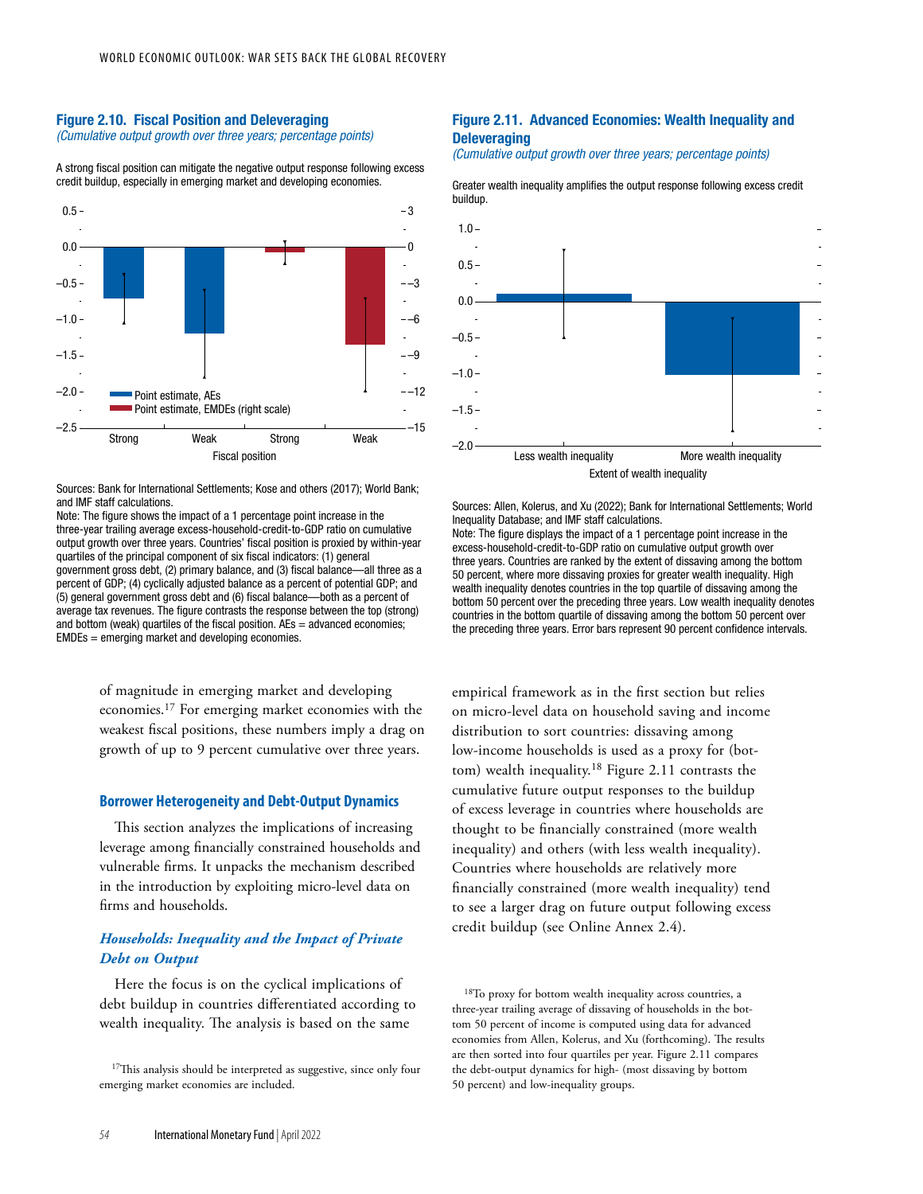### Figure 2.10. Fiscal Position and Deleveraging

*(Cumulative output growth over three years; percentage points)*

A strong fiscal position can mitigate the negative output response following excess credit buildup, especially in emerging market and developing economies.

Sources: Bank for International Settlements; Kose and others (2017); World Bank; and IMF staff calculations.

Note: The figure shows the impact of a 1 percentage point increase in the three-year trailing average excess-household-credit-to-GDP ratio on cumulative output growth over three years. Countries' fiscal position is proxied by within-year quartiles of the principal component of six fiscal indicators: (1) general government gross debt, (2) primary balance, and (3) fiscal balance—all three as a percent of GDP; (4) cyclically adjusted balance as a percent of potential GDP; and (5) general government gross debt and (6) fiscal balance—both as a percent of average tax revenues. The figure contrasts the response between the top (strong) and bottom (weak) quartiles of the fiscal position. AEs = advanced economies; EMDEs = emerging market and developing economies.

### Figure 2.11. Advanced Economies: Wealth Inequality and Deleveraging

*(Cumulative output growth over three years; percentage points)*

Greater wealth inequality amplifies the output response following excess credit buildup.

Sources: Allen, Kolerus, and Xu (2022); Bank for International Settlements; World Inequality Database; and IMF staff calculations.

Note: The figure displays the impact of a 1 percentage point increase in the excess-household-credit-to-GDP ratio on cumulative output growth over three years. Countries are ranked by the extent of dissaving among the bottom 50 percent, where more dissaving proxies for greater wealth inequality. High wealth inequality denotes countries in the top quartile of dissaving among the bottom 50 percent over the preceding three years. Low wealth inequality denotes countries in the bottom quartile of dissaving among the bottom 50 percent over the preceding three years. Error bars represent 90 percent confidence intervals.

of magnitude in emerging market and developing economies.[17] For emerging market economies with the weakest fiscal positions, these numbers imply a drag on growth of up to 9 percent cumulative over three years.

## Borrower Heterogeneity and Debt-Output Dynamics

This section analyzes the implications of increasing leverage among financially constrained households and vulnerable firms. It unpacks the mechanism described in the introduction by exploiting micro-level data on firms and households.

### *Households: Inequality and the Impact of Private Debt on Output*

Here the focus is on the cyclical implications of debt buildup in countries differentiated according to wealth inequality. The analysis is based on the same empirical framework as in the first section but relies on micro-level data on household saving and income distribution to sort countries: dissaving among low-income households is used as a proxy for (bottom) wealth inequality.[18] Figure 2.11 contrasts the cumulative future output responses to the buildup of excess leverage in countries where households are thought to be financially constrained (more wealth inequality) and others (with less wealth inequality). Countries where households are relatively more financially constrained (more wealth inequality) tend to see a larger drag on future output following excess credit buildup (see Online Annex 2.4).

[17] This analysis should be interpreted as suggestive, since only four emerging market economies are included.

[18] To proxy for bottom wealth inequality across countries, a three-year trailing average of dissaving of households in the bottom 50 percent of income is computed using data for advanced economies from Allen, Kolerus, and Xu (forthcoming). The results are then sorted into four quartiles per year. Figure 2.11 compares the debt-output dynamics for high- (most dissaving by bottom 50 percent) and low-inequality groups.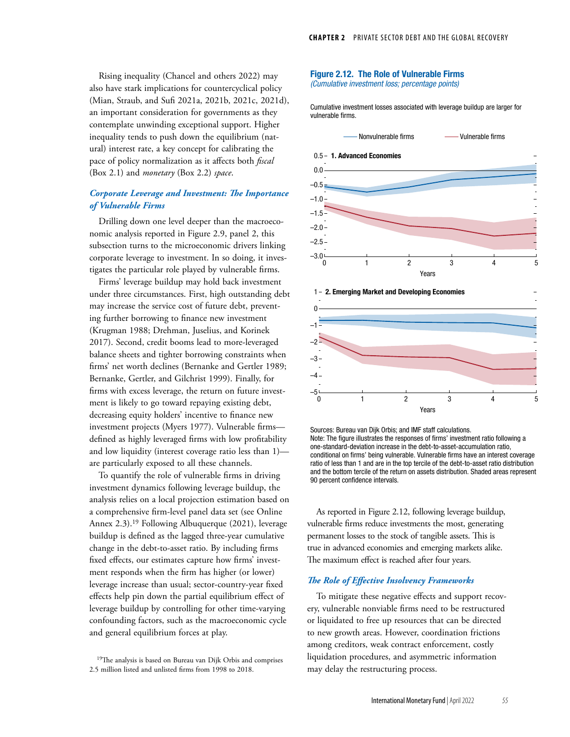Rising inequality (Chancel and others 2022) may also have stark implications for countercyclical policy (Mian, Straub, and Sufi 2021a, 2021b, 2021c, 2021d), an important consideration for governments as they contemplate unwinding exceptional support. Higher inequality tends to push down the equilibrium (natural) interest rate, a key concept for calibrating the pace of policy normalization as it affects both *fiscal* (Box 2.1) and *monetary* (Box 2.2) *space*.

### *Corporate Leverage and Investment: The Importance of Vulnerable Firms*

Drilling down one level deeper than the macroeconomic analysis reported in Figure 2.9, panel 2, this subsection turns to the microeconomic drivers linking corporate leverage to investment. In so doing, it investigates the particular role played by vulnerable firms.

Firms' leverage buildup may hold back investment under three circumstances. First, high outstanding debt may increase the service cost of future debt, preventing further borrowing to finance new investment (Krugman 1988; Drehman, Juselius, and Korinek 2017). Second, credit booms lead to more-leveraged balance sheets and tighter borrowing constraints when firms' net worth declines (Bernanke and Gertler 1989; Bernanke, Gertler, and Gilchrist 1999). Finally, for firms with excess leverage, the return on future investment is likely to go toward repaying existing debt, decreasing equity holders' incentive to finance new investment projects (Myers 1977). Vulnerable firms—defined as highly leveraged firms with low profitability and low liquidity (interest coverage ratio less than 1)—are particularly exposed to all these channels.

To quantify the role of vulnerable firms in driving investment dynamics following leverage buildup, the analysis relies on a local projection estimation based on a comprehensive firm-level panel data set (see Online Annex 2.3).[19] Following Albuquerque (2021), leverage buildup is defined as the lagged three-year cumulative change in the debt-to-asset ratio. By including firms fixed effects, our estimates capture how firms' investment responds when the firm has higher (or lower) leverage increase than usual; sector-country-year fixed effects help pin down the partial equilibrium effect of leverage buildup by controlling for other time-varying confounding factors, such as the macroeconomic cycle and general equilibrium forces at play.

[19]The analysis is based on Bureau van Dijk Orbis and comprises 2.5 million listed and unlisted firms from 1998 to 2018.

**Figure 2.12. The Role of Vulnerable Firms**
*(Cumulative investment loss; percentage points)*

Cumulative investment losses associated with leverage buildup are larger for vulnerable firms.

Sources: Bureau van Dijk Orbis; and IMF staff calculations.
Note: The figure illustrates the responses of firms' investment ratio following a one-standard-deviation increase in the debt-to-asset-accumulation ratio, conditional on firms' being vulnerable. Vulnerable firms have an interest coverage ratio of less than 1 and are in the top tercile of the debt-to-asset ratio distribution and the bottom tercile of the return on assets distribution. Shaded areas represent 90 percent confidence intervals.

As reported in Figure 2.12, following leverage buildup, vulnerable firms reduce investments the most, generating permanent losses to the stock of tangible assets. This is true in advanced economies and emerging markets alike. The maximum effect is reached after four years.

### *The Role of Effective Insolvency Frameworks*

To mitigate these negative effects and support recovery, vulnerable nonviable firms need to be restructured or liquidated to free up resources that can be directed to new growth areas. However, coordination frictions among creditors, weak contract enforcement, costly liquidation procedures, and asymmetric information may delay the restructuring process.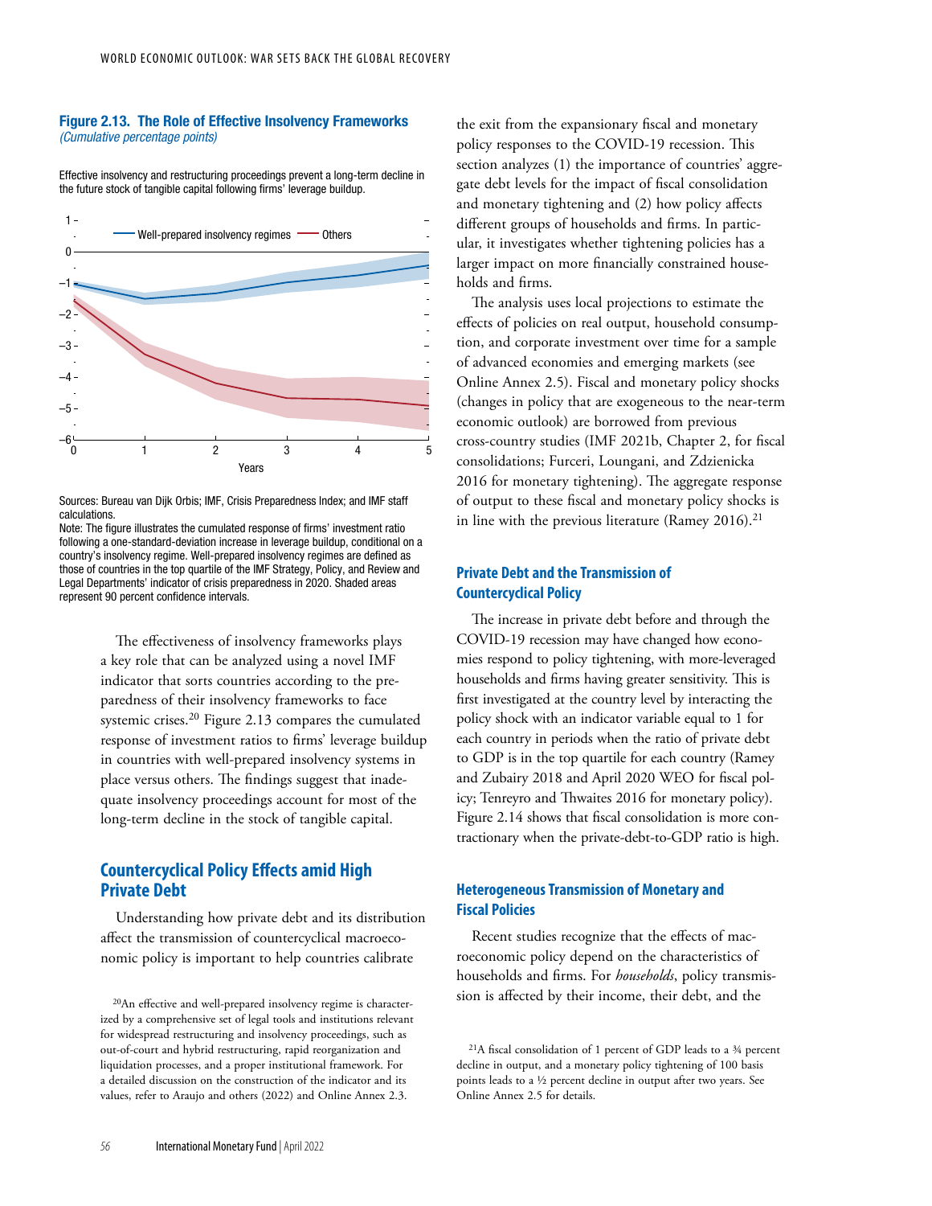**Figure 2.13. The Role of Effective Insolvency Frameworks**
*(Cumulative percentage points)*

Effective insolvency and restructuring proceedings prevent a long-term decline in the future stock of tangible capital following firms' leverage buildup.

Sources: Bureau van Dijk Orbis; IMF, Crisis Preparedness Index; and IMF staff calculations.
Note: The figure illustrates the cumulated response of firms' investment ratio following a one-standard-deviation increase in leverage buildup, conditional on a country's insolvency regime. Well-prepared insolvency regimes are defined as those of countries in the top quartile of the IMF Strategy, Policy, and Review and Legal Departments' indicator of crisis preparedness in 2020. Shaded areas represent 90 percent confidence intervals.

The effectiveness of insolvency frameworks plays a key role that can be analyzed using a novel IMF indicator that sorts countries according to the preparedness of their insolvency frameworks to face systemic crises.[20] Figure 2.13 compares the cumulated response of investment ratios to firms' leverage buildup in countries with well-prepared insolvency systems in place versus others. The findings suggest that inadequate insolvency proceedings account for most of the long-term decline in the stock of tangible capital.

## Countercyclical Policy Effects amid High Private Debt

Understanding how private debt and its distribution affect the transmission of countercyclical macroeconomic policy is important to help countries calibrate the exit from the expansionary fiscal and monetary policy responses to the COVID-19 recession. This section analyzes (1) the importance of countries' aggregate debt levels for the impact of fiscal consolidation and monetary tightening and (2) how policy affects different groups of households and firms. In particular, it investigates whether tightening policies has a larger impact on more financially constrained households and firms.

The analysis uses local projections to estimate the effects of policies on real output, household consumption, and corporate investment over time for a sample of advanced economies and emerging markets (see Online Annex 2.5). Fiscal and monetary policy shocks (changes in policy that are exogeneous to the near-term economic outlook) are borrowed from previous cross-country studies (IMF 2021b, Chapter 2, for fiscal consolidations; Furceri, Loungani, and Zdzienicka 2016 for monetary tightening). The aggregate response of output to these fiscal and monetary policy shocks is in line with the previous literature (Ramey 2016).[21]

### Private Debt and the Transmission of Countercyclical Policy

The increase in private debt before and through the COVID-19 recession may have changed how economies respond to policy tightening, with more-leveraged households and firms having greater sensitivity. This is first investigated at the country level by interacting the policy shock with an indicator variable equal to 1 for each country in periods when the ratio of private debt to GDP is in the top quartile for each country (Ramey and Zubairy 2018 and April 2020 WEO for fiscal policy; Tenreyro and Thwaites 2016 for monetary policy). Figure 2.14 shows that fiscal consolidation is more contractionary when the private-debt-to-GDP ratio is high.

### Heterogeneous Transmission of Monetary and Fiscal Policies

Recent studies recognize that the effects of macroeconomic policy depend on the characteristics of households and firms. For *households*, policy transmission is affected by their income, their debt, and the

[20]An effective and well-prepared insolvency regime is characterized by a comprehensive set of legal tools and institutions relevant for widespread restructuring and insolvency proceedings, such as out-of-court and hybrid restructuring, rapid reorganization and liquidation processes, and a proper institutional framework. For a detailed discussion on the construction of the indicator and its values, refer to Araujo and others (2022) and Online Annex 2.3.

[21]A fiscal consolidation of 1 percent of GDP leads to a ¾ percent decline in output, and a monetary policy tightening of 100 basis points leads to a ½ percent decline in output after two years. See Online Annex 2.5 for details.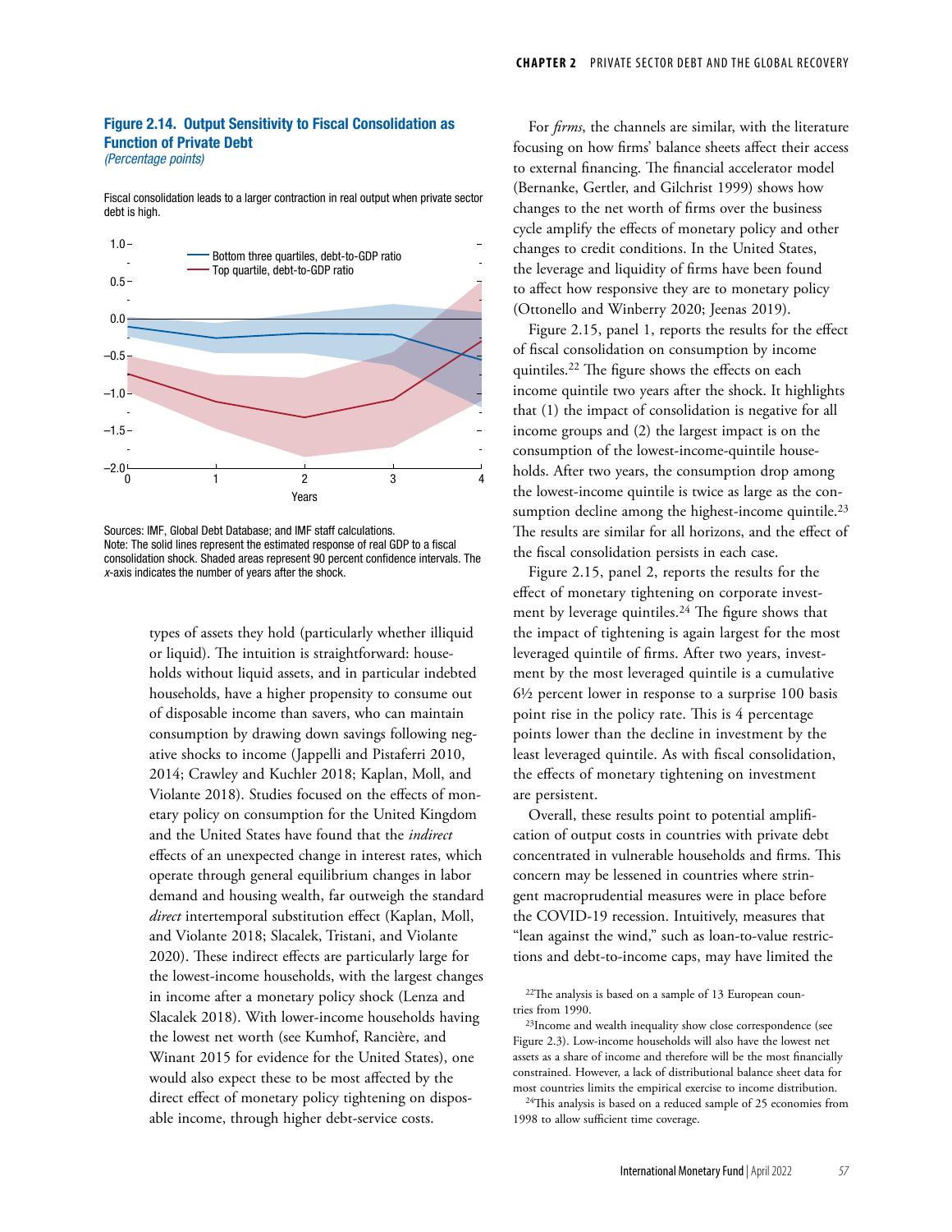**Figure 2.14. Output Sensitivity to Fiscal Consolidation as Function of Private Debt**
*(Percentage points)*

Fiscal consolidation leads to a larger contraction in real output when private sector debt is high.

Sources: IMF, Global Debt Database; and IMF staff calculations.
Note: The solid lines represent the estimated response of real GDP to a fiscal consolidation shock. Shaded areas represent 90 percent confidence intervals. The *x*-axis indicates the number of years after the shock.

types of assets they hold (particularly whether illiquid or liquid). The intuition is straightforward: households without liquid assets, and in particular indebted households, have a higher propensity to consume out of disposable income than savers, who can maintain consumption by drawing down savings following negative shocks to income (Jappelli and Pistaferri 2010, 2014; Crawley and Kuchler 2018; Kaplan, Moll, and Violante 2018). Studies focused on the effects of monetary policy on consumption for the United Kingdom and the United States have found that the *indirect* effects of an unexpected change in interest rates, which operate through general equilibrium changes in labor demand and housing wealth, far outweigh the standard *direct* intertemporal substitution effect (Kaplan, Moll, and Violante 2018; Slacalek, Tristani, and Violante 2020). These indirect effects are particularly large for the lowest-income households, with the largest changes in income after a monetary policy shock (Lenza and Slacalek 2018). With lower-income households having the lowest net worth (see Kumhof, Rancière, and Winant 2015 for evidence for the United States), one would also expect these to be most affected by the direct effect of monetary policy tightening on disposable income, through higher debt-service costs.

For *firms*, the channels are similar, with the literature focusing on how firms' balance sheets affect their access to external financing. The financial accelerator model (Bernanke, Gertler, and Gilchrist 1999) shows how changes to the net worth of firms over the business cycle amplify the effects of monetary policy and other changes to credit conditions. In the United States, the leverage and liquidity of firms have been found to affect how responsive they are to monetary policy (Ottonello and Winberry 2020; Jeenas 2019).

Figure 2.15, panel 1, reports the results for the effect of fiscal consolidation on consumption by income quintiles.[22] The figure shows the effects on each income quintile two years after the shock. It highlights that (1) the impact of consolidation is negative for all income groups and (2) the largest impact is on the consumption of the lowest-income-quintile households. After two years, the consumption drop among the lowest-income quintile is twice as large as the consumption decline among the highest-income quintile.[23] The results are similar for all horizons, and the effect of the fiscal consolidation persists in each case.

Figure 2.15, panel 2, reports the results for the effect of monetary tightening on corporate investment by leverage quintiles.[24] The figure shows that the impact of tightening is again largest for the most leveraged quintile of firms. After two years, investment by the most leveraged quintile is a cumulative 6½ percent lower in response to a surprise 100 basis point rise in the policy rate. This is 4 percentage points lower than the decline in investment by the least leveraged quintile. As with fiscal consolidation, the effects of monetary tightening on investment are persistent.

Overall, these results point to potential amplification of output costs in countries with private debt concentrated in vulnerable households and firms. This concern may be lessened in countries where stringent macroprudential measures were in place before the COVID-19 recession. Intuitively, measures that "lean against the wind," such as loan-to-value restrictions and debt-to-income caps, may have limited the

[22]The analysis is based on a sample of 13 European countries from 1990.

[23]Income and wealth inequality show close correspondence (see Figure 2.3). Low-income households will also have the lowest net assets as a share of income and therefore will be the most financially constrained. However, a lack of distributional balance sheet data for most countries limits the empirical exercise to income distribution.

[24]This analysis is based on a reduced sample of 25 economies from 1998 to allow sufficient time coverage.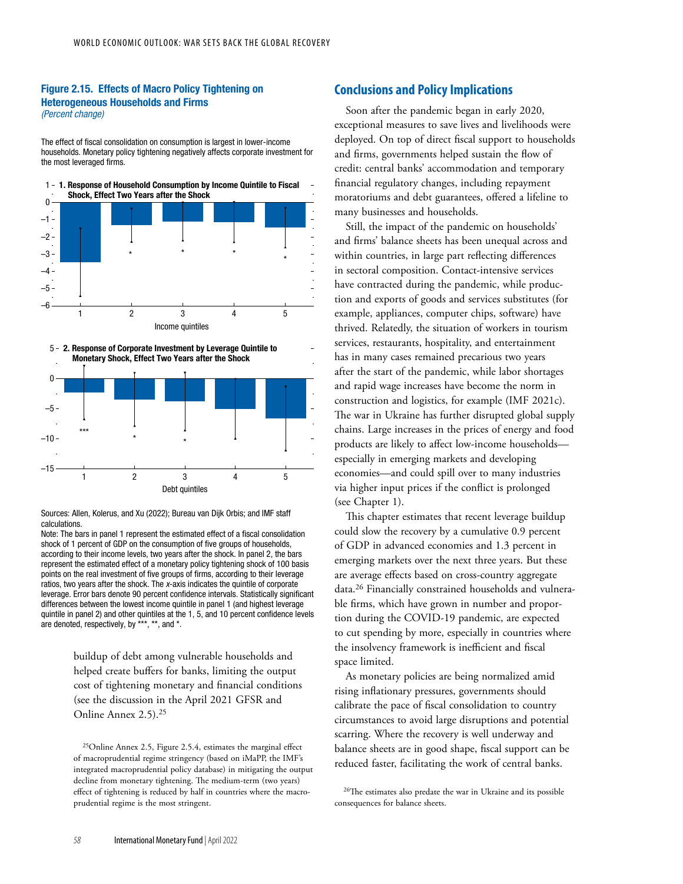### Figure 2.15. Effects of Macro Policy Tightening on Heterogeneous Households and Firms

*(Percent change)*

The effect of fiscal consolidation on consumption is largest in lower-income households. Monetary policy tightening negatively affects corporate investment for the most leveraged firms.

**1. Response of Household Consumption by Income Quintile to Fiscal Shock, Effect Two Years after the Shock**

**2. Response of Corporate Investment by Leverage Quintile to Monetary Shock, Effect Two Years after the Shock**

Sources: Allen, Kolerus, and Xu (2022); Bureau van Dijk Orbis; and IMF staff calculations.

Note: The bars in panel 1 represent the estimated effect of a fiscal consolidation shock of 1 percent of GDP on the consumption of five groups of households, according to their income levels, two years after the shock. In panel 2, the bars represent the estimated effect of a monetary policy tightening shock of 100 basis points on the real investment of five groups of firms, according to their leverage ratios, two years after the shock. The *x*-axis indicates the quintile of corporate leverage. Error bars denote 90 percent confidence intervals. Statistically significant differences between the lowest income quintile in panel 1 (and highest leverage quintile in panel 2) and other quintiles at the 1, 5, and 10 percent confidence levels are denoted, respectively, by ***, **, and *.

buildup of debt among vulnerable households and helped create buffers for banks, limiting the output cost of tightening monetary and financial conditions (see the discussion in the April 2021 GFSR and Online Annex 2.5).[25]

[25]Online Annex 2.5, Figure 2.5.4, estimates the marginal effect of macroprudential regime stringency (based on iMaPP, the IMF's integrated macroprudential policy database) in mitigating the output decline from monetary tightening. The medium-term (two years) effect of tightening is reduced by half in countries where the macroprudential regime is the most stringent.

## Conclusions and Policy Implications

Soon after the pandemic began in early 2020, exceptional measures to save lives and livelihoods were deployed. On top of direct fiscal support to households and firms, governments helped sustain the flow of credit: central banks' accommodation and temporary financial regulatory changes, including repayment moratoriums and debt guarantees, offered a lifeline to many businesses and households.

Still, the impact of the pandemic on households' and firms' balance sheets has been unequal across and within countries, in large part reflecting differences in sectoral composition. Contact-intensive services have contracted during the pandemic, while production and exports of goods and services substitutes (for example, appliances, computer chips, software) have thrived. Relatedly, the situation of workers in tourism services, restaurants, hospitality, and entertainment has in many cases remained precarious two years after the start of the pandemic, while labor shortages and rapid wage increases have become the norm in construction and logistics, for example (IMF 2021c). The war in Ukraine has further disrupted global supply chains. Large increases in the prices of energy and food products are likely to affect low-income households—especially in emerging markets and developing economies—and could spill over to many industries via higher input prices if the conflict is prolonged (see Chapter 1).

This chapter estimates that recent leverage buildup could slow the recovery by a cumulative 0.9 percent of GDP in advanced economies and 1.3 percent in emerging markets over the next three years. But these are average effects based on cross-country aggregate data.[26] Financially constrained households and vulnerable firms, which have grown in number and proportion during the COVID-19 pandemic, are expected to cut spending by more, especially in countries where the insolvency framework is inefficient and fiscal space limited.

As monetary policies are being normalized amid rising inflationary pressures, governments should calibrate the pace of fiscal consolidation to country circumstances to avoid large disruptions and potential scarring. Where the recovery is well underway and balance sheets are in good shape, fiscal support can be reduced faster, facilitating the work of central banks.

[26]The estimates also predate the war in Ukraine and its possible consequences for balance sheets.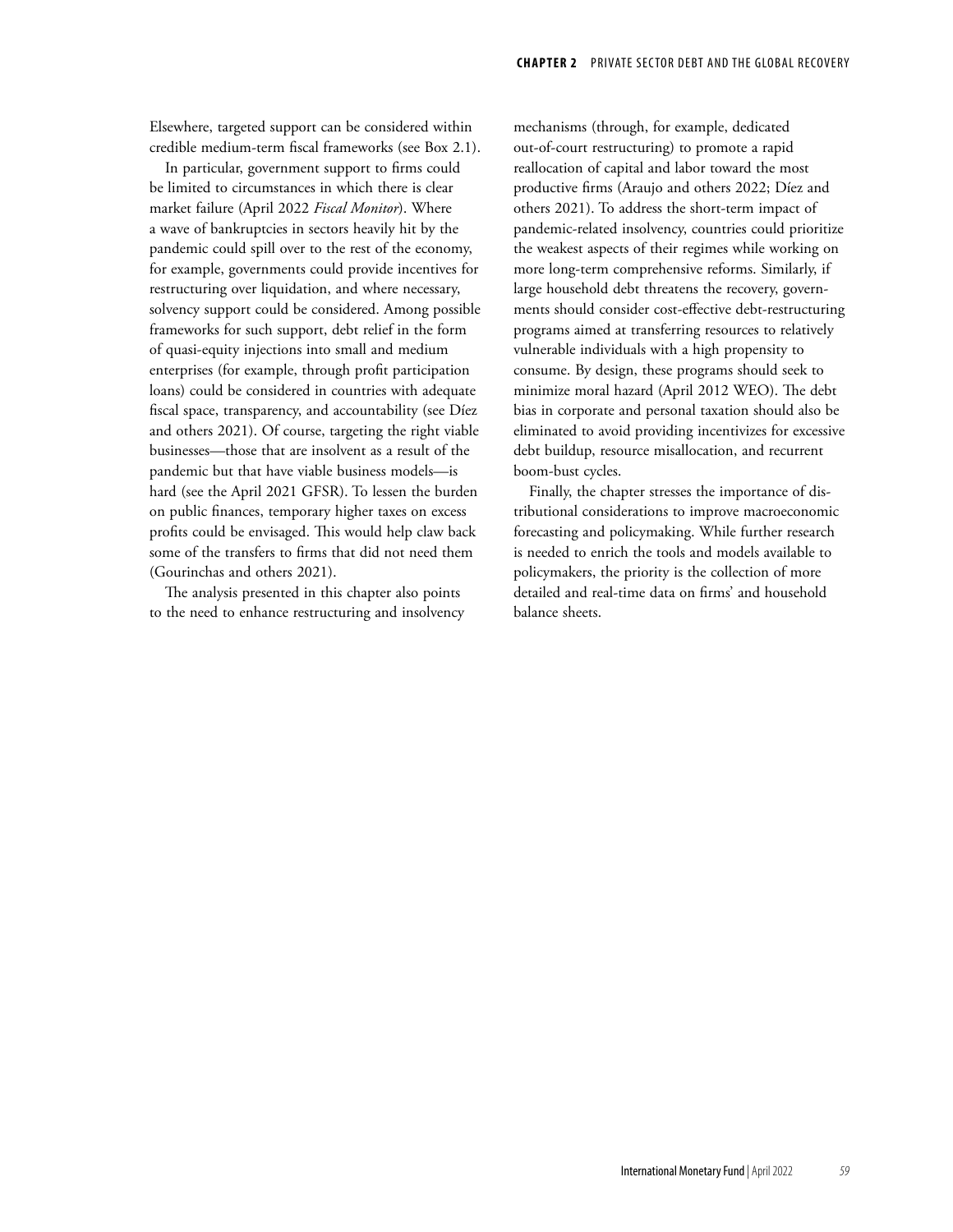Elsewhere, targeted support can be considered within credible medium-term fiscal frameworks (see Box 2.1).

In particular, government support to firms could be limited to circumstances in which there is clear market failure (April 2022 *Fiscal Monitor*). Where a wave of bankruptcies in sectors heavily hit by the pandemic could spill over to the rest of the economy, for example, governments could provide incentives for restructuring over liquidation, and where necessary, solvency support could be considered. Among possible frameworks for such support, debt relief in the form of quasi-equity injections into small and medium enterprises (for example, through profit participation loans) could be considered in countries with adequate fiscal space, transparency, and accountability (see Díez and others 2021). Of course, targeting the right viable businesses—those that are insolvent as a result of the pandemic but that have viable business models—is hard (see the April 2021 GFSR). To lessen the burden on public finances, temporary higher taxes on excess profits could be envisaged. This would help claw back some of the transfers to firms that did not need them (Gourinchas and others 2021).

The analysis presented in this chapter also points to the need to enhance restructuring and insolvency mechanisms (through, for example, dedicated out-of-court restructuring) to promote a rapid reallocation of capital and labor toward the most productive firms (Araujo and others 2022; Díez and others 2021). To address the short-term impact of pandemic-related insolvency, countries could prioritize the weakest aspects of their regimes while working on more long-term comprehensive reforms. Similarly, if large household debt threatens the recovery, governments should consider cost-effective debt-restructuring programs aimed at transferring resources to relatively vulnerable individuals with a high propensity to consume. By design, these programs should seek to minimize moral hazard (April 2012 WEO). The debt bias in corporate and personal taxation should also be eliminated to avoid providing incentivizes for excessive debt buildup, resource misallocation, and recurrent boom-bust cycles.

Finally, the chapter stresses the importance of distributional considerations to improve macroeconomic forecasting and policymaking. While further research is needed to enrich the tools and models available to policymakers, the priority is the collection of more detailed and real-time data on firms' and household balance sheets.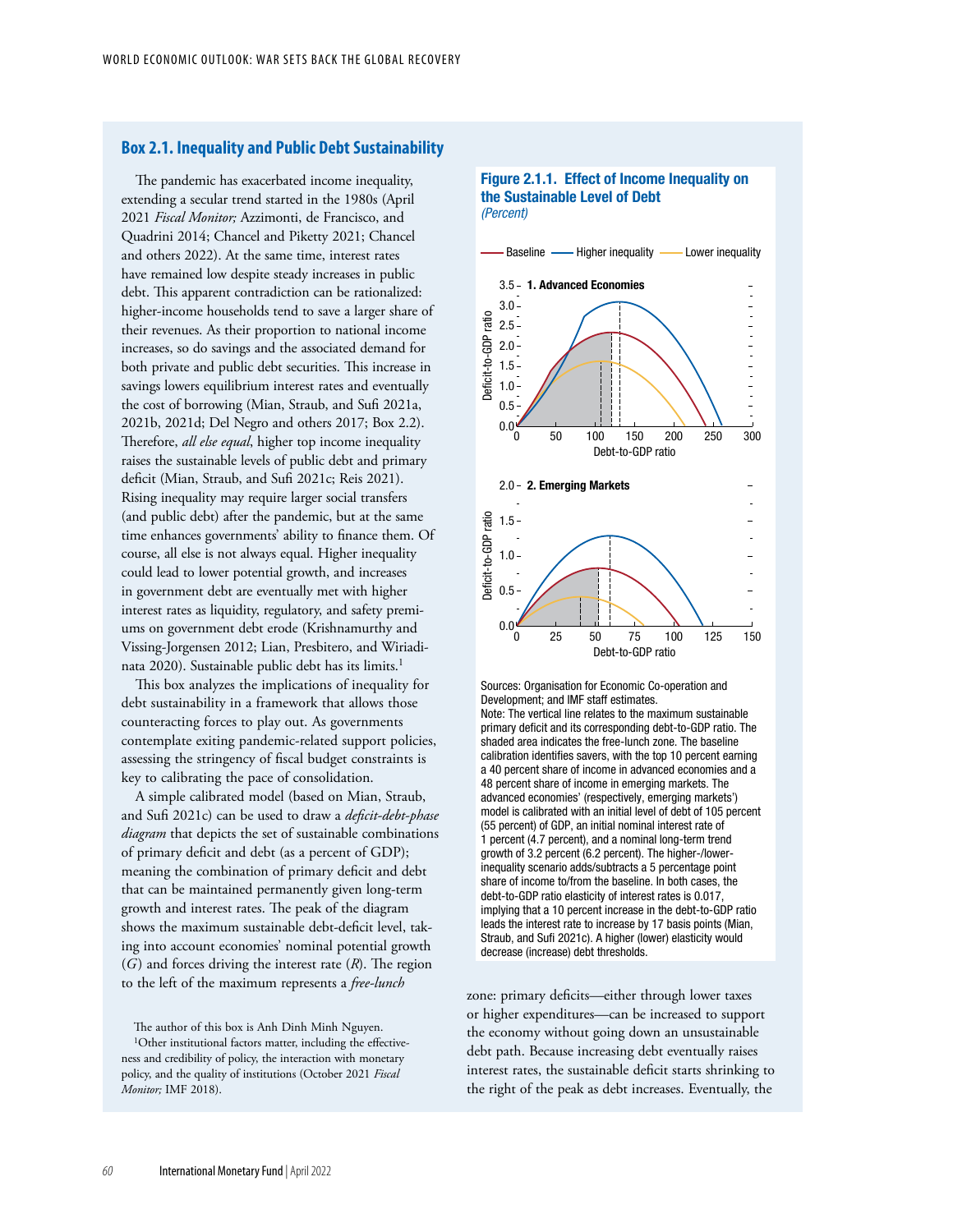## Box 2.1. Inequality and Public Debt Sustainability

The pandemic has exacerbated income inequality, extending a secular trend started in the 1980s (April 2021 *Fiscal Monitor;* Azzimonti, de Francisco, and Quadrini 2014; Chancel and Piketty 2021; Chancel and others 2022). At the same time, interest rates have remained low despite steady increases in public debt. This apparent contradiction can be rationalized: higher-income households tend to save a larger share of their revenues. As their proportion to national income increases, so do savings and the associated demand for both private and public debt securities. This increase in savings lowers equilibrium interest rates and eventually the cost of borrowing (Mian, Straub, and Sufi 2021a, 2021b, 2021d; Del Negro and others 2017; Box 2.2). Therefore, *all else equal*, higher top income inequality raises the sustainable levels of public debt and primary deficit (Mian, Straub, and Sufi 2021c; Reis 2021). Rising inequality may require larger social transfers (and public debt) after the pandemic, but at the same time enhances governments' ability to finance them. Of course, all else is not always equal. Higher inequality could lead to lower potential growth, and increases in government debt are eventually met with higher interest rates as liquidity, regulatory, and safety premiums on government debt erode (Krishnamurthy and Vissing-Jorgensen 2012; Lian, Presbitero, and Wiriadinata 2020). Sustainable public debt has its limits.[1]

This box analyzes the implications of inequality for debt sustainability in a framework that allows those counteracting forces to play out. As governments contemplate exiting pandemic-related support policies, assessing the stringency of fiscal budget constraints is key to calibrating the pace of consolidation.

A simple calibrated model (based on Mian, Straub, and Sufi 2021c) can be used to draw a *deficit-debt-phase diagram* that depicts the set of sustainable combinations of primary deficit and debt (as a percent of GDP); meaning the combination of primary deficit and debt that can be maintained permanently given long-term growth and interest rates. The peak of the diagram shows the maximum sustainable debt-deficit level, taking into account economies' nominal potential growth ($G$) and forces driving the interest rate ($R$). The region to the left of the maximum represents a *free-lunch* zone: primary deficits—either through lower taxes or higher expenditures—can be increased to support the economy without going down an unsustainable debt path. Because increasing debt eventually raises interest rates, the sustainable deficit starts shrinking to the right of the peak as debt increases. Eventually, the

**Figure 2.1.1. Effect of Income Inequality on the Sustainable Level of Debt**
*(Percent)*

Sources: Organisation for Economic Co-operation and Development; and IMF staff estimates.
Note: The vertical line relates to the maximum sustainable primary deficit and its corresponding debt-to-GDP ratio. The shaded area indicates the free-lunch zone. The baseline calibration identifies savers, with the top 10 percent earning a 40 percent share of income in advanced economies and a 48 percent share of income in emerging markets. The advanced economies' (respectively, emerging markets') model is calibrated with an initial level of debt of 105 percent (55 percent) of GDP, an initial nominal interest rate of 1 percent (4.7 percent), and a nominal long-term trend growth of 3.2 percent (6.2 percent). The higher-/lower-inequality scenario adds/subtracts a 5 percentage point share of income to/from the baseline. In both cases, the debt-to-GDP ratio elasticity of interest rates is 0.017, implying that a 10 percent increase in the debt-to-GDP ratio leads the interest rate to increase by 17 basis points (Mian, Straub, and Sufi 2021c). A higher (lower) elasticity would decrease (increase) debt thresholds.

The author of this box is Anh Dinh Minh Nguyen.

[1]Other institutional factors matter, including the effectiveness and credibility of policy, the interaction with monetary policy, and the quality of institutions (October 2021 *Fiscal Monitor;* IMF 2018).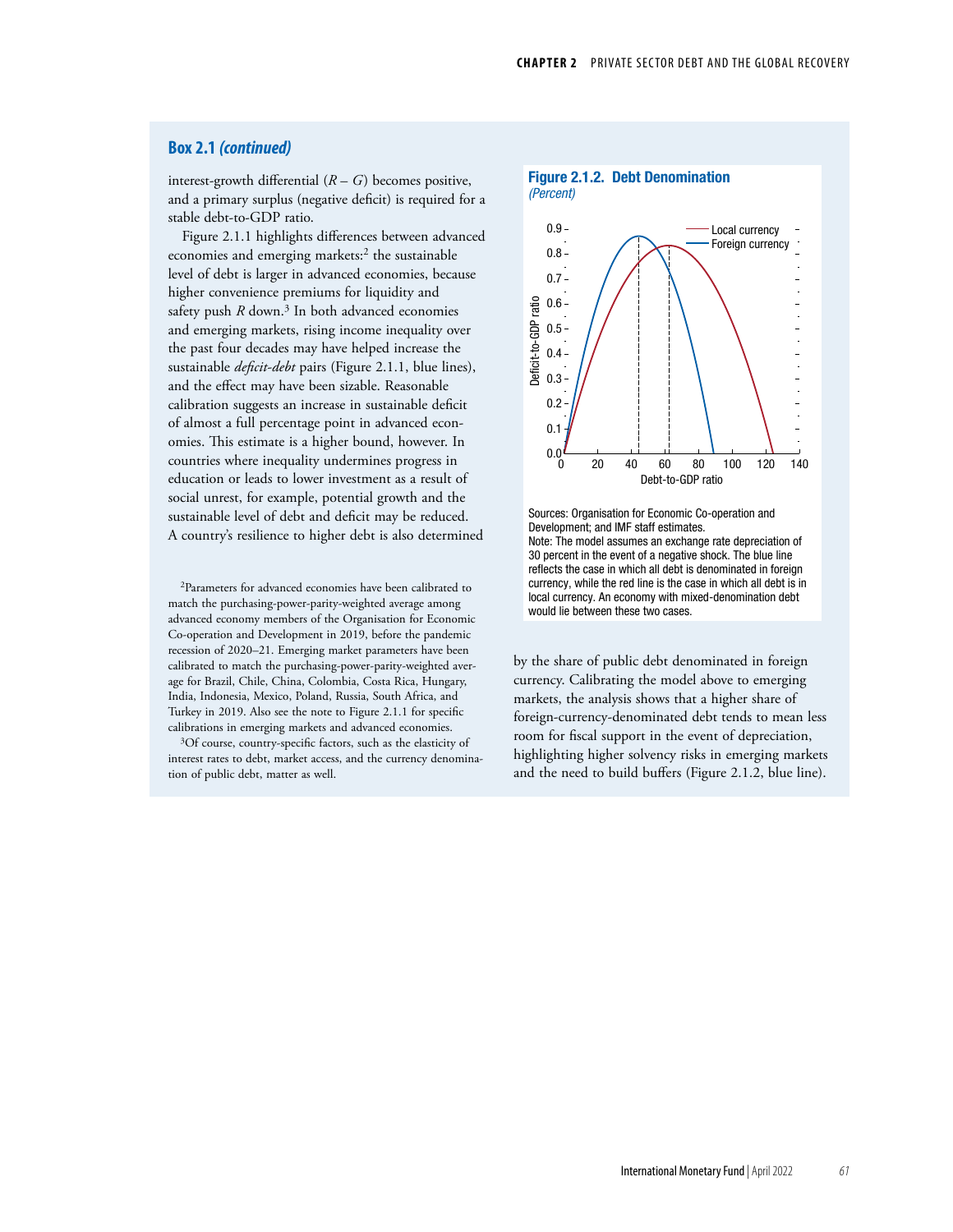## Box 2.1 *(continued)*

interest-growth differential ($R - G$) becomes positive, and a primary surplus (negative deficit) is required for a stable debt-to-GDP ratio.

Figure 2.1.1 highlights differences between advanced economies and emerging markets:[2] the sustainable level of debt is larger in advanced economies, because higher convenience premiums for liquidity and safety push $R$ down.[3] In both advanced economies and emerging markets, rising income inequality over the past four decades may have helped increase the sustainable *deficit-debt* pairs (Figure 2.1.1, blue lines), and the effect may have been sizable. Reasonable calibration suggests an increase in sustainable deficit of almost a full percentage point in advanced economies. This estimate is a higher bound, however. In countries where inequality undermines progress in education or leads to lower investment as a result of social unrest, for example, potential growth and the sustainable level of debt and deficit may be reduced. A country's resilience to higher debt is also determined by the share of public debt denominated in foreign currency. Calibrating the model above to emerging markets, the analysis shows that a higher share of foreign-currency-denominated debt tends to mean less room for fiscal support in the event of depreciation, highlighting higher solvency risks in emerging markets and the need to build buffers (Figure 2.1.2, blue line).

**Figure 2.1.2. Debt Denomination**
*(Percent)*

Sources: Organisation for Economic Co-operation and Development; and IMF staff estimates.
Note: The model assumes an exchange rate depreciation of 30 percent in the event of a negative shock. The blue line reflects the case in which all debt is denominated in foreign currency, while the red line is the case in which all debt is in local currency. An economy with mixed-denomination debt would lie between these two cases.

[2]Parameters for advanced economies have been calibrated to match the purchasing-power-parity-weighted average among advanced economy members of the Organisation for Economic Co-operation and Development in 2019, before the pandemic recession of 2020–21. Emerging market parameters have been calibrated to match the purchasing-power-parity-weighted average for Brazil, Chile, China, Colombia, Costa Rica, Hungary, India, Indonesia, Mexico, Poland, Russia, South Africa, and Turkey in 2019. Also see the note to Figure 2.1.1 for specific calibrations in emerging markets and advanced economies.

[3]Of course, country-specific factors, such as the elasticity of interest rates to debt, market access, and the currency denomination of public debt, matter as well.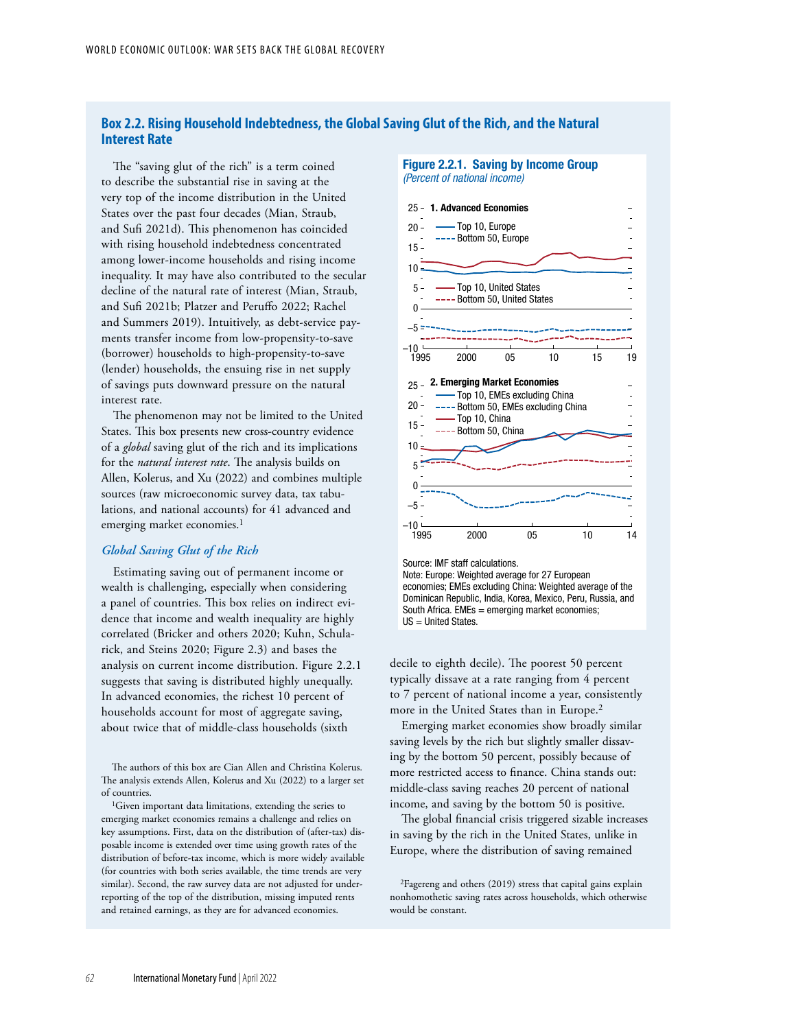## Box 2.2. Rising Household Indebtedness, the Global Saving Glut of the Rich, and the Natural Interest Rate

The "saving glut of the rich" is a term coined to describe the substantial rise in saving at the very top of the income distribution in the United States over the past four decades (Mian, Straub, and Sufi 2021d). This phenomenon has coincided with rising household indebtedness concentrated among lower-income households and rising income inequality. It may have also contributed to the secular decline of the natural rate of interest (Mian, Straub, and Sufi 2021b; Platzer and Peruffo 2022; Rachel and Summers 2019). Intuitively, as debt-service payments transfer income from low-propensity-to-save (borrower) households to high-propensity-to-save (lender) households, the ensuing rise in net supply of savings puts downward pressure on the natural interest rate.

The phenomenon may not be limited to the United States. This box presents new cross-country evidence of a *global* saving glut of the rich and its implications for the *natural interest rate*. The analysis builds on Allen, Kolerus, and Xu (2022) and combines multiple sources (raw microeconomic survey data, tax tabulations, and national accounts) for 41 advanced and emerging market economies.[1]

### *Global Saving Glut of the Rich*

Estimating saving out of permanent income or wealth is challenging, especially when considering a panel of countries. This box relies on indirect evidence that income and wealth inequality are highly correlated (Bricker and others 2020; Kuhn, Schularick, and Steins 2020; Figure 2.3) and bases the analysis on current income distribution. Figure 2.2.1 suggests that saving is distributed highly unequally. In advanced economies, the richest 10 percent of households account for most of aggregate saving, about twice that of middle-class households (sixth decile to eighth decile). The poorest 50 percent typically dissave at a rate ranging from 4 percent to 7 percent of national income a year, consistently more in the United States than in Europe.[2]

Emerging market economies show broadly similar saving levels by the rich but slightly smaller dissaving by the bottom 50 percent, possibly because of more restricted access to finance. China stands out: middle-class saving reaches 20 percent of national income, and saving by the bottom 50 is positive.

The global financial crisis triggered sizable increases in saving by the rich in the United States, unlike in Europe, where the distribution of saving remained

**Figure 2.2.1. Saving by Income Group**
*(Percent of national income)*

Source: IMF staff calculations.
Note: Europe: Weighted average for 27 European economies; EMEs excluding China: Weighted average of the Dominican Republic, India, Korea, Mexico, Peru, Russia, and South Africa. EMEs = emerging market economies; US = United States.

The authors of this box are Cian Allen and Christina Kolerus. The analysis extends Allen, Kolerus and Xu (2022) to a larger set of countries.

[1] Given important data limitations, extending the series to emerging market economies remains a challenge and relies on key assumptions. First, data on the distribution of (after-tax) disposable income is extended over time using growth rates of the distribution of before-tax income, which is more widely available (for countries with both series available, the time trends are very similar). Second, the raw survey data are not adjusted for under-reporting of the top of the distribution, missing imputed rents and retained earnings, as they are for advanced economies.

[2] Fagereng and others (2019) stress that capital gains explain nonhomothetic saving rates across households, which otherwise would be constant.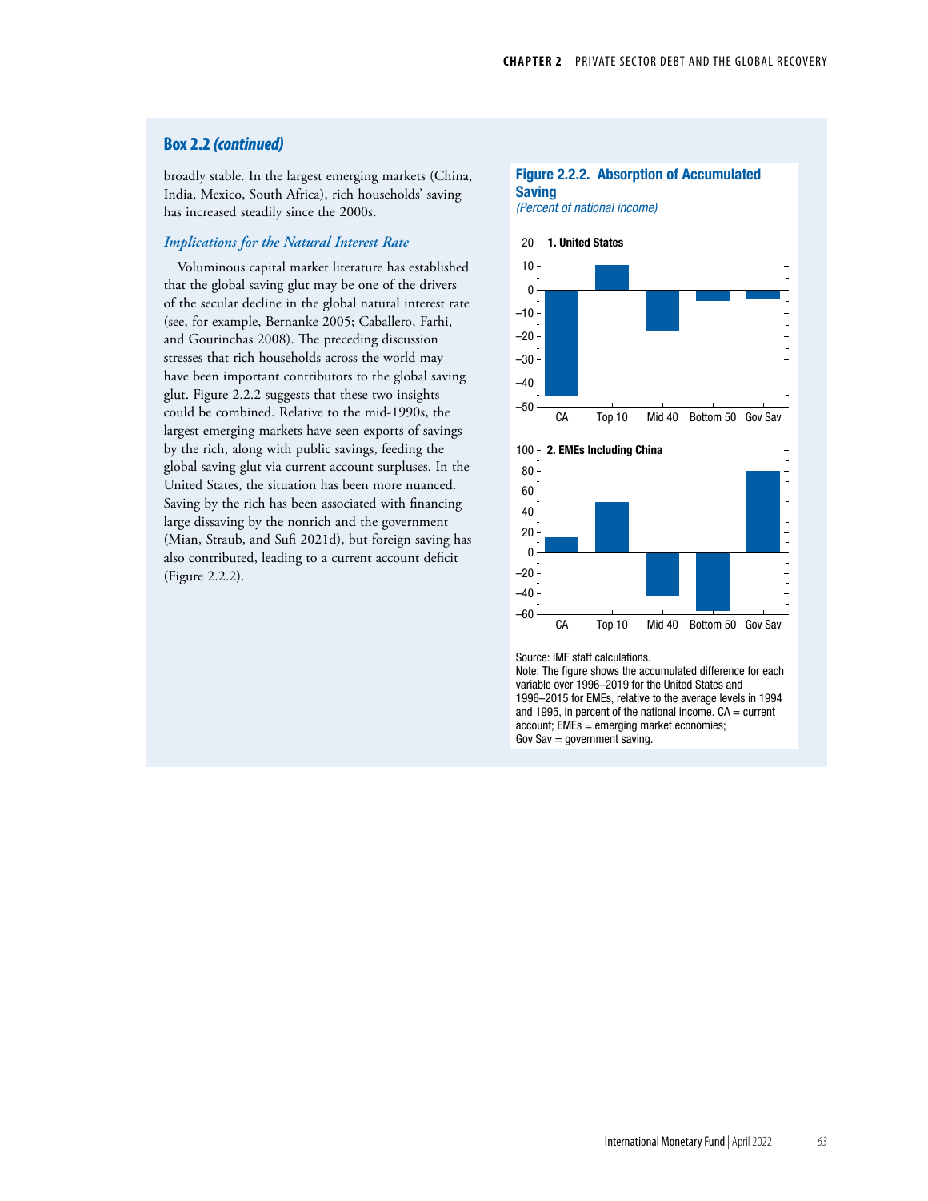## Box 2.2 *(continued)*

broadly stable. In the largest emerging markets (China, India, Mexico, South Africa), rich households' saving has increased steadily since the 2000s.

### *Implications for the Natural Interest Rate*

Voluminous capital market literature has established that the global saving glut may be one of the drivers of the secular decline in the global natural interest rate (see, for example, Bernanke 2005; Caballero, Farhi, and Gourinchas 2008). The preceding discussion stresses that rich households across the world may have been important contributors to the global saving glut. Figure 2.2.2 suggests that these two insights could be combined. Relative to the mid-1990s, the largest emerging markets have seen exports of savings by the rich, along with public savings, feeding the global saving glut via current account surpluses. In the United States, the situation has been more nuanced. Saving by the rich has been associated with financing large dissaving by the nonrich and the government (Mian, Straub, and Sufi 2021d), but foreign saving has also contributed, leading to a current account deficit (Figure 2.2.2).

**Figure 2.2.2. Absorption of Accumulated Saving**

*(Percent of national income)*

**1. United States**

**2. EMEs Including China**

Source: IMF staff calculations.

Note: The figure shows the accumulated difference for each variable over 1996–2019 for the United States and 1996–2015 for EMEs, relative to the average levels in 1994 and 1995, in percent of the national income. CA = current account; EMEs = emerging market economies; Gov Sav = government saving.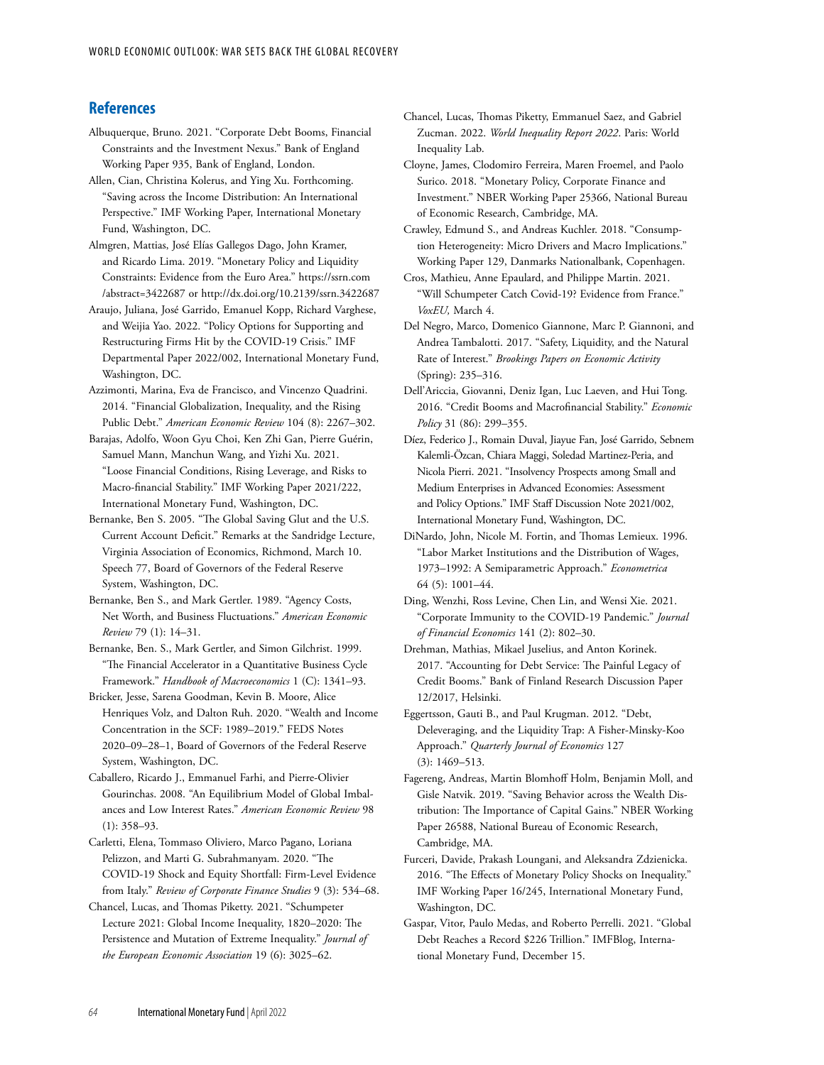## References

Albuquerque, Bruno. 2021. "Corporate Debt Booms, Financial Constraints and the Investment Nexus." Bank of England Working Paper 935, Bank of England, London.

Allen, Cian, Christina Kolerus, and Ying Xu. Forthcoming. "Saving across the Income Distribution: An International Perspective." IMF Working Paper, International Monetary Fund, Washington, DC.

Almgren, Mattias, José Elías Gallegos Dago, John Kramer, and Ricardo Lima. 2019. "Monetary Policy and Liquidity Constraints: Evidence from the Euro Area." https://ssrn.com/abstract=3422687 or http://dx.doi.org/10.2139/ssrn.3422687

Araujo, Juliana, José Garrido, Emanuel Kopp, Richard Varghese, and Weijia Yao. 2022. "Policy Options for Supporting and Restructuring Firms Hit by the COVID-19 Crisis." IMF Departmental Paper 2022/002, International Monetary Fund, Washington, DC.

Azzimonti, Marina, Eva de Francisco, and Vincenzo Quadrini. 2014. "Financial Globalization, Inequality, and the Rising Public Debt." *American Economic Review* 104 (8): 2267–302.

Barajas, Adolfo, Woon Gyu Choi, Ken Zhi Gan, Pierre Guérin, Samuel Mann, Manchun Wang, and Yizhi Xu. 2021. "Loose Financial Conditions, Rising Leverage, and Risks to Macro-financial Stability." IMF Working Paper 2021/222, International Monetary Fund, Washington, DC.

Bernanke, Ben S. 2005. "The Global Saving Glut and the U.S. Current Account Deficit." Remarks at the Sandridge Lecture, Virginia Association of Economics, Richmond, March 10. Speech 77, Board of Governors of the Federal Reserve System, Washington, DC.

Bernanke, Ben S., and Mark Gertler. 1989. "Agency Costs, Net Worth, and Business Fluctuations." *American Economic Review* 79 (1): 14–31.

Bernanke, Ben. S., Mark Gertler, and Simon Gilchrist. 1999. "The Financial Accelerator in a Quantitative Business Cycle Framework." *Handbook of Macroeconomics* 1 (C): 1341–93.

Bricker, Jesse, Sarena Goodman, Kevin B. Moore, Alice Henriques Volz, and Dalton Ruh. 2020. "Wealth and Income Concentration in the SCF: 1989–2019." FEDS Notes 2020–09–28–1, Board of Governors of the Federal Reserve System, Washington, DC.

Caballero, Ricardo J., Emmanuel Farhi, and Pierre-Olivier Gourinchas. 2008. "An Equilibrium Model of Global Imbalances and Low Interest Rates." *American Economic Review* 98 (1): 358–93.

Carletti, Elena, Tommaso Oliviero, Marco Pagano, Loriana Pelizzon, and Marti G. Subrahmanyam. 2020. "The COVID-19 Shock and Equity Shortfall: Firm-Level Evidence from Italy." *Review of Corporate Finance Studies* 9 (3): 534–68.

Chancel, Lucas, and Thomas Piketty. 2021. "Schumpeter Lecture 2021: Global Income Inequality, 1820–2020: The Persistence and Mutation of Extreme Inequality." *Journal of the European Economic Association* 19 (6): 3025–62.

Chancel, Lucas, Thomas Piketty, Emmanuel Saez, and Gabriel Zucman. 2022. *World Inequality Report 2022*. Paris: World Inequality Lab.

Cloyne, James, Clodomiro Ferreira, Maren Froemel, and Paolo Surico. 2018. "Monetary Policy, Corporate Finance and Investment." NBER Working Paper 25366, National Bureau of Economic Research, Cambridge, MA.

Crawley, Edmund S., and Andreas Kuchler. 2018. "Consumption Heterogeneity: Micro Drivers and Macro Implications." Working Paper 129, Danmarks Nationalbank, Copenhagen.

Cros, Mathieu, Anne Epaulard, and Philippe Martin. 2021. "Will Schumpeter Catch Covid-19? Evidence from France." *VoxEU,* March 4.

Del Negro, Marco, Domenico Giannone, Marc P. Giannoni, and Andrea Tambalotti. 2017. "Safety, Liquidity, and the Natural Rate of Interest." *Brookings Papers on Economic Activity* (Spring): 235–316.

Dell'Ariccia, Giovanni, Deniz Igan, Luc Laeven, and Hui Tong. 2016. "Credit Booms and Macrofinancial Stability." *Economic Policy* 31 (86): 299–355.

Díez, Federico J., Romain Duval, Jiayue Fan, José Garrido, Sebnem Kalemli-Özcan, Chiara Maggi, Soledad Martinez-Peria, and Nicola Pierri. 2021. "Insolvency Prospects among Small and Medium Enterprises in Advanced Economies: Assessment and Policy Options." IMF Staff Discussion Note 2021/002, International Monetary Fund, Washington, DC.

DiNardo, John, Nicole M. Fortin, and Thomas Lemieux. 1996. "Labor Market Institutions and the Distribution of Wages, 1973–1992: A Semiparametric Approach." *Econometrica* 64 (5): 1001–44.

Ding, Wenzhi, Ross Levine, Chen Lin, and Wensi Xie. 2021. "Corporate Immunity to the COVID-19 Pandemic." *Journal of Financial Economics* 141 (2): 802–30.

Drehman, Mathias, Mikael Juselius, and Anton Korinek. 2017. "Accounting for Debt Service: The Painful Legacy of Credit Booms." Bank of Finland Research Discussion Paper 12/2017, Helsinki.

Eggertsson, Gauti B., and Paul Krugman. 2012. "Debt, Deleveraging, and the Liquidity Trap: A Fisher-Minsky-Koo Approach." *Quarterly Journal of Economics* 127 (3): 1469–513.

Fagereng, Andreas, Martin Blomhoff Holm, Benjamin Moll, and Gisle Natvik. 2019. "Saving Behavior across the Wealth Distribution: The Importance of Capital Gains." NBER Working Paper 26588, National Bureau of Economic Research, Cambridge, MA.

Furceri, Davide, Prakash Loungani, and Aleksandra Zdzienicka. 2016. "The Effects of Monetary Policy Shocks on Inequality." IMF Working Paper 16/245, International Monetary Fund, Washington, DC.

Gaspar, Vitor, Paulo Medas, and Roberto Perrelli. 2021. "Global Debt Reaches a Record $226 Trillion." IMFBlog, International Monetary Fund, December 15.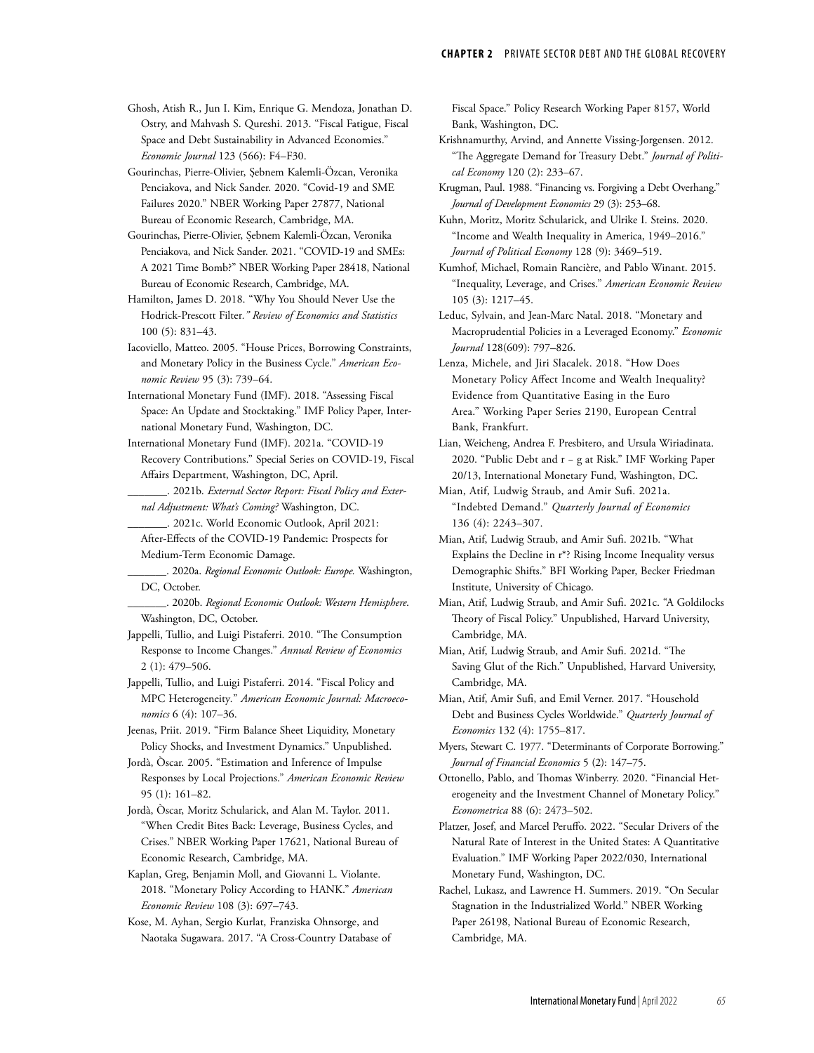Ghosh, Atish R., Jun I. Kim, Enrique G. Mendoza, Jonathan D. Ostry, and Mahvash S. Qureshi. 2013. "Fiscal Fatigue, Fiscal Space and Debt Sustainability in Advanced Economies." *Economic Journal* 123 (566): F4–F30.

Gourinchas, Pierre-Olivier, Şebnem Kalemli-Özcan, Veronika Penciakova, and Nick Sander. 2020. "Covid-19 and SME Failures 2020." NBER Working Paper 27877, National Bureau of Economic Research, Cambridge, MA.

Gourinchas, Pierre-Olivier, Şebnem Kalemli-Özcan, Veronika Penciakova, and Nick Sander. 2021. "COVID-19 and SMEs: A 2021 Time Bomb?" NBER Working Paper 28418, National Bureau of Economic Research, Cambridge, MA.

Hamilton, James D. 2018. "Why You Should Never Use the Hodrick-Prescott Filter." *Review of Economics and Statistics* 100 (5): 831–43.

Iacoviello, Matteo. 2005. "House Prices, Borrowing Constraints, and Monetary Policy in the Business Cycle." *American Economic Review* 95 (3): 739–64.

International Monetary Fund (IMF). 2018. "Assessing Fiscal Space: An Update and Stocktaking." IMF Policy Paper, International Monetary Fund, Washington, DC.

International Monetary Fund (IMF). 2021a. "COVID-19 Recovery Contributions." Special Series on COVID-19, Fiscal Affairs Department, Washington, DC, April.

_______. 2021b. *External Sector Report: Fiscal Policy and External Adjustment: What's Coming?* Washington, DC.

_______. 2021c. World Economic Outlook, April 2021: After-Effects of the COVID-19 Pandemic: Prospects for Medium-Term Economic Damage.

_______. 2020a. *Regional Economic Outlook: Europe.* Washington, DC, October.

_______. 2020b. *Regional Economic Outlook: Western Hemisphere.* Washington, DC, October.

Jappelli, Tullio, and Luigi Pistaferri. 2010. "The Consumption Response to Income Changes." *Annual Review of Economics* 2 (1): 479–506.

Jappelli, Tullio, and Luigi Pistaferri. 2014. "Fiscal Policy and MPC Heterogeneity." *American Economic Journal: Macroeconomics* 6 (4): 107–36.

Jeenas, Priit. 2019. "Firm Balance Sheet Liquidity, Monetary Policy Shocks, and Investment Dynamics." Unpublished.

Jordà, Òscar. 2005. "Estimation and Inference of Impulse Responses by Local Projections." *American Economic Review* 95 (1): 161–82.

Jordà, Òscar, Moritz Schularick, and Alan M. Taylor. 2011. "When Credit Bites Back: Leverage, Business Cycles, and Crises." NBER Working Paper 17621, National Bureau of Economic Research, Cambridge, MA.

Kaplan, Greg, Benjamin Moll, and Giovanni L. Violante. 2018. "Monetary Policy According to HANK." *American Economic Review* 108 (3): 697–743.

Kose, M. Ayhan, Sergio Kurlat, Franziska Ohnsorge, and Naotaka Sugawara. 2017. "A Cross-Country Database of Fiscal Space." Policy Research Working Paper 8157, World Bank, Washington, DC.

Krishnamurthy, Arvind, and Annette Vissing-Jorgensen. 2012. "The Aggregate Demand for Treasury Debt." *Journal of Political Economy* 120 (2): 233–67.

Krugman, Paul. 1988. "Financing vs. Forgiving a Debt Overhang." *Journal of Development Economics* 29 (3): 253–68.

Kuhn, Moritz, Moritz Schularick, and Ulrike I. Steins. 2020. "Income and Wealth Inequality in America, 1949–2016." *Journal of Political Economy* 128 (9): 3469–519.

Kumhof, Michael, Romain Rancière, and Pablo Winant. 2015. "Inequality, Leverage, and Crises." *American Economic Review* 105 (3): 1217–45.

Leduc, Sylvain, and Jean-Marc Natal. 2018. "Monetary and Macroprudential Policies in a Leveraged Economy." *Economic Journal* 128(609): 797–826.

Lenza, Michele, and Jiri Slacalek. 2018. "How Does Monetary Policy Affect Income and Wealth Inequality? Evidence from Quantitative Easing in the Euro Area." Working Paper Series 2190, European Central Bank, Frankfurt.

Lian, Weicheng, Andrea F. Presbitero, and Ursula Wiriadinata. 2020. "Public Debt and r – g at Risk." IMF Working Paper 20/13, International Monetary Fund, Washington, DC.

Mian, Atif, Ludwig Straub, and Amir Sufi. 2021a. "Indebted Demand." *Quarterly Journal of Economics* 136 (4): 2243–307.

Mian, Atif, Ludwig Straub, and Amir Sufi. 2021b. "What Explains the Decline in r*? Rising Income Inequality versus Demographic Shifts." BFI Working Paper, Becker Friedman Institute, University of Chicago.

Mian, Atif, Ludwig Straub, and Amir Sufi. 2021c. "A Goldilocks Theory of Fiscal Policy." Unpublished, Harvard University, Cambridge, MA.

Mian, Atif, Ludwig Straub, and Amir Sufi. 2021d. "The Saving Glut of the Rich." Unpublished, Harvard University, Cambridge, MA.

Mian, Atif, Amir Sufi, and Emil Verner. 2017. "Household Debt and Business Cycles Worldwide." *Quarterly Journal of Economics* 132 (4): 1755–817.

Myers, Stewart C. 1977. "Determinants of Corporate Borrowing." *Journal of Financial Economics* 5 (2): 147–75.

Ottonello, Pablo, and Thomas Winberry. 2020. "Financial Heterogeneity and the Investment Channel of Monetary Policy." *Econometrica* 88 (6): 2473–502.

Platzer, Josef, and Marcel Peruffo. 2022. "Secular Drivers of the Natural Rate of Interest in the United States: A Quantitative Evaluation." IMF Working Paper 2022/030, International Monetary Fund, Washington, DC.

Rachel, Lukasz, and Lawrence H. Summers. 2019. "On Secular Stagnation in the Industrialized World." NBER Working Paper 26198, National Bureau of Economic Research, Cambridge, MA.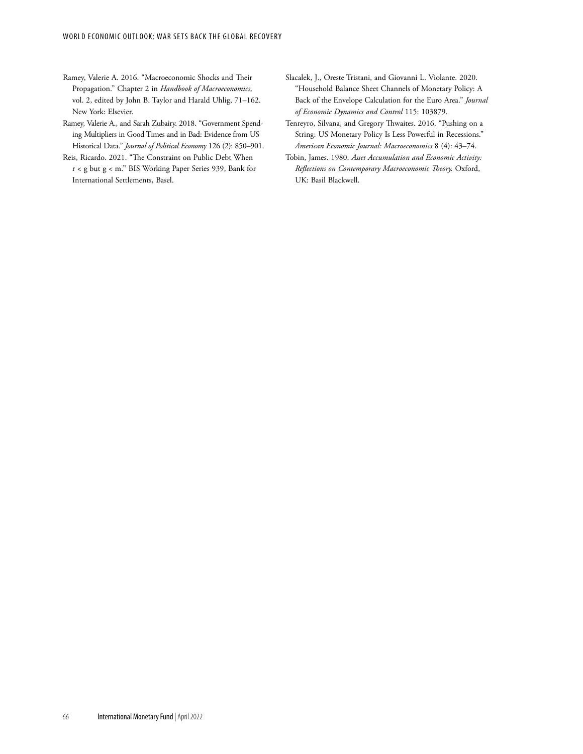Ramey, Valerie A. 2016. "Macroeconomic Shocks and Their Propagation." Chapter 2 in *Handbook of Macroeconomics*, vol. 2, edited by John B. Taylor and Harald Uhlig, 71–162. New York: Elsevier.

Ramey, Valerie A., and Sarah Zubairy. 2018. "Government Spending Multipliers in Good Times and in Bad: Evidence from US Historical Data." *Journal of Political Economy* 126 (2): 850–901.

Reis, Ricardo. 2021. "The Constraint on Public Debt When r < g but g < m." BIS Working Paper Series 939, Bank for International Settlements, Basel.

Slacalek, J., Oreste Tristani, and Giovanni L. Violante. 2020. "Household Balance Sheet Channels of Monetary Policy: A Back of the Envelope Calculation for the Euro Area." *Journal of Economic Dynamics and Control* 115: 103879.

Tenreyro, Silvana, and Gregory Thwaites. 2016. "Pushing on a String: US Monetary Policy Is Less Powerful in Recessions." *American Economic Journal: Macroeconomics* 8 (4): 43–74.

Tobin, James. 1980. *Asset Accumulation and Economic Activity: Reflections on Contemporary Macroeconomic Theory.* Oxford, UK: Basil Blackwell.